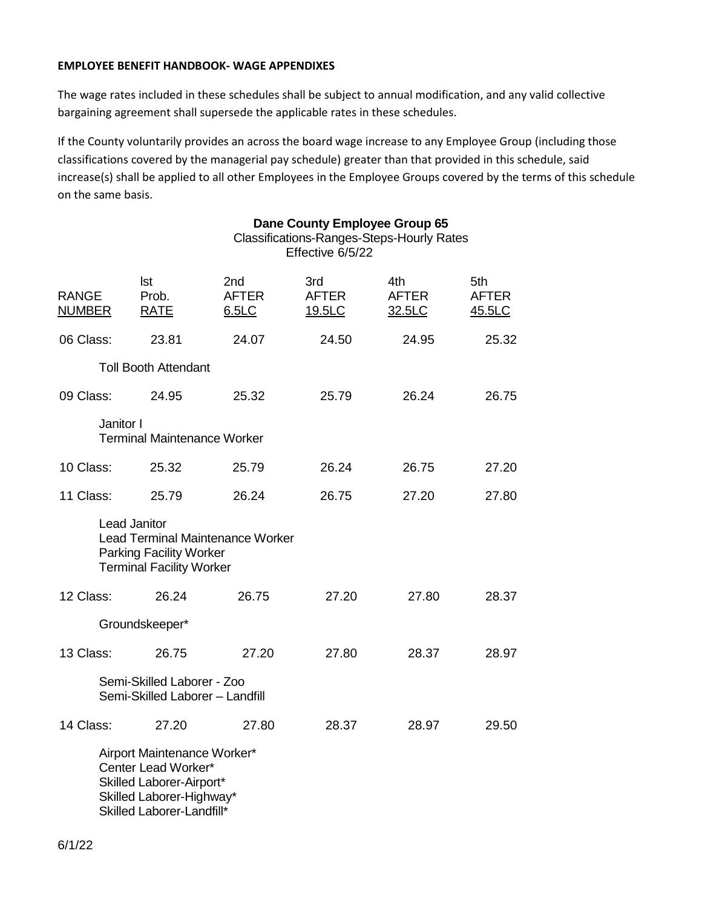**EMPLOYEE BENEFIT HANDBOOK- WAGE APPENDIXES**

The wage rates included in these schedules shall be subject to annual modification, and any valid collective bargaining agreement shall supersede the applicable rates in these schedules.

If the County voluntarily provides an across the board wage increase to any Employee Group (including those classifications covered by the managerial pay schedule) greater than that provided in this schedule, said increase(s) shall be applied to all other Employees in the Employee Groups covered by the terms of this schedule on the same basis.

**Dane County Employee Group 65**

Classifications-Ranges-Steps-Hourly Rates

Effective 6/5/22

| RANGE NUMBER | lst Prob. RATE | 2nd AFTER 6.5LC | 3rd AFTER 19.5LC | 4th AFTER 32.5LC | 5th AFTER 45.5LC |
|---|---|---|---|---|---|
| 06 Class: | 23.81 | 24.07 | 24.50 | 24.95 | 25.32 |
| | Toll Booth Attendant | | | | |
| 09 Class: | 24.95 | 25.32 | 25.79 | 26.24 | 26.75 |
| | Janitor I<br>Terminal Maintenance Worker | | | | |
| 10 Class: | 25.32 | 25.79 | 26.24 | 26.75 | 27.20 |
| 11 Class: | 25.79 | 26.24 | 26.75 | 27.20 | 27.80 |
| | Lead Janitor<br>Lead Terminal Maintenance Worker<br>Parking Facility Worker<br>Terminal Facility Worker | | | | |
| 12 Class: | 26.24 | 26.75 | 27.20 | 27.80 | 28.37 |
| | Groundskeeper* | | | | |
| 13 Class: | 26.75 | 27.20 | 27.80 | 28.37 | 28.97 |
| | Semi-Skilled Laborer - Zoo<br>Semi-Skilled Laborer – Landfill | | | | |
| 14 Class: | 27.20 | 27.80 | 28.37 | 28.97 | 29.50 |
| | Airport Maintenance Worker*<br>Center Lead Worker*<br>Skilled Laborer-Airport*<br>Skilled Laborer-Highway*<br>Skilled Laborer-Landfill* | | | | |

6/1/22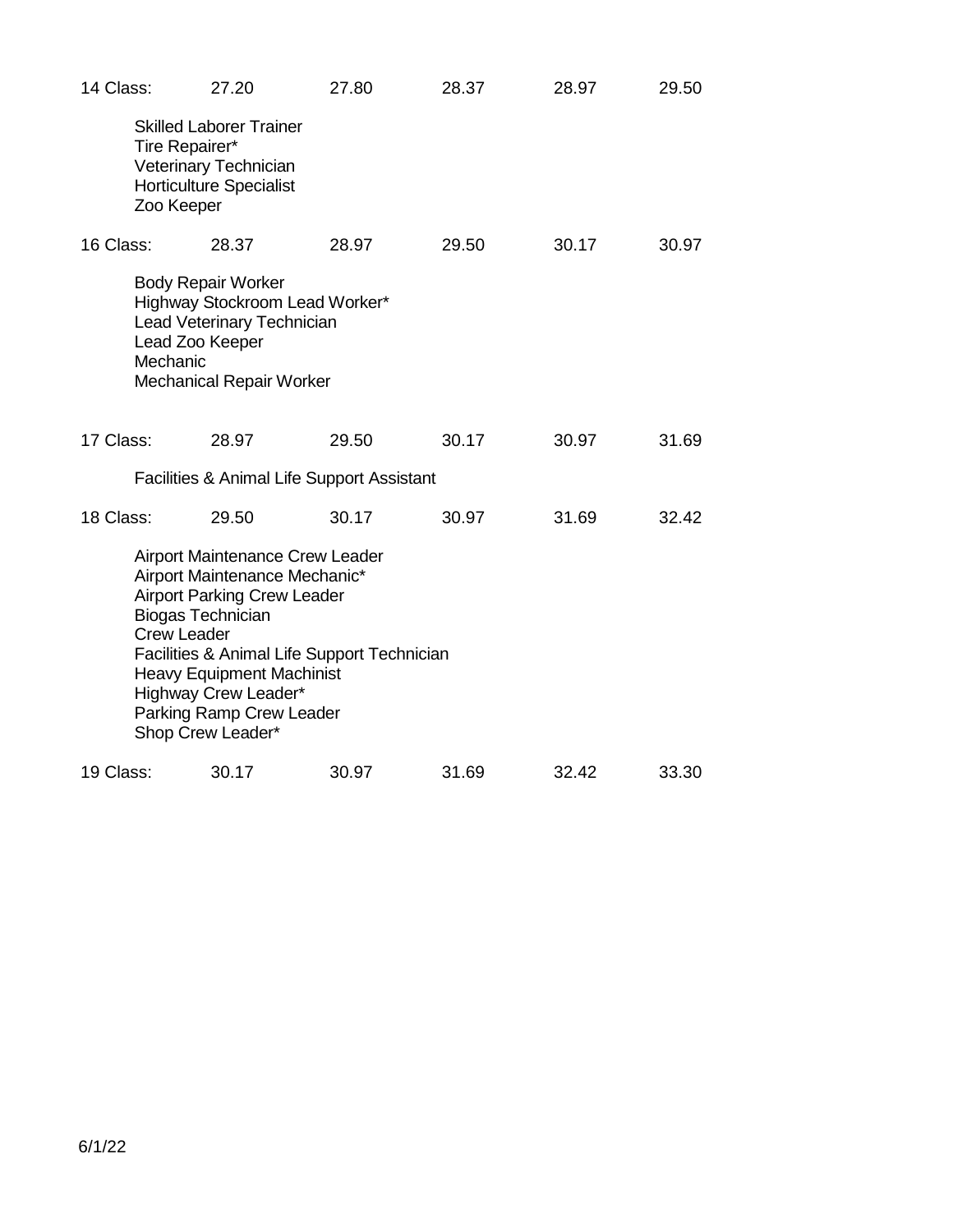14 Class: 27.20 27.80 28.37 28.97 29.50

Skilled Laborer Trainer
Tire Repairer*
Veterinary Technician
Horticulture Specialist
Zoo Keeper

16 Class: 28.37 28.97 29.50 30.17 30.97

Body Repair Worker
Highway Stockroom Lead Worker*
Lead Veterinary Technician
Lead Zoo Keeper
Mechanic
Mechanical Repair Worker

17 Class: 28.97 29.50 30.17 30.97 31.69

Facilities & Animal Life Support Assistant

18 Class: 29.50 30.17 30.97 31.69 32.42

Airport Maintenance Crew Leader
Airport Maintenance Mechanic*
Airport Parking Crew Leader
Biogas Technician
Crew Leader
Facilities & Animal Life Support Technician
Heavy Equipment Machinist
Highway Crew Leader*
Parking Ramp Crew Leader
Shop Crew Leader*

19 Class: 30.17 30.97 31.69 32.42 33.30

6/1/22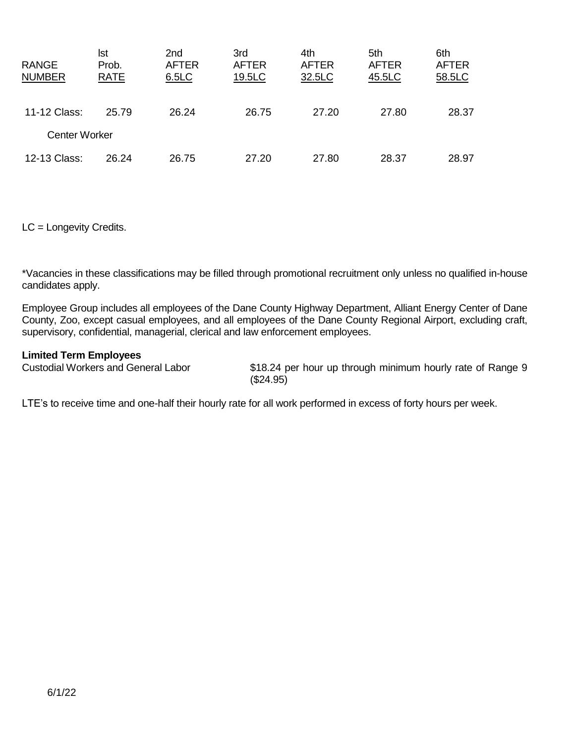| RANGE NUMBER | lst Prob. RATE | 2nd AFTER 6.5LC | 3rd AFTER 19.5LC | 4th AFTER 32.5LC | 5th AFTER 45.5LC | 6th AFTER 58.5LC |
|---|---|---|---|---|---|---|
| 11-12 Class: | 25.79 | 26.24 | 26.75 | 27.20 | 27.80 | 28.37 |
| Center Worker | | | | | | |
| 12-13 Class: | 26.24 | 26.75 | 27.20 | 27.80 | 28.37 | 28.97 |

LC = Longevity Credits.

*Vacancies in these classifications may be filled through promotional recruitment only unless no qualified in-house candidates apply.

Employee Group includes all employees of the Dane County Highway Department, Alliant Energy Center of Dane County, Zoo, except casual employees, and all employees of the Dane County Regional Airport, excluding craft, supervisory, confidential, managerial, clerical and law enforcement employees.

**Limited Term Employees**

Custodial Workers and General Labor — $18.24 per hour up through minimum hourly rate of Range 9 ($24.95)

LTE's to receive time and one-half their hourly rate for all work performed in excess of forty hours per week.

6/1/22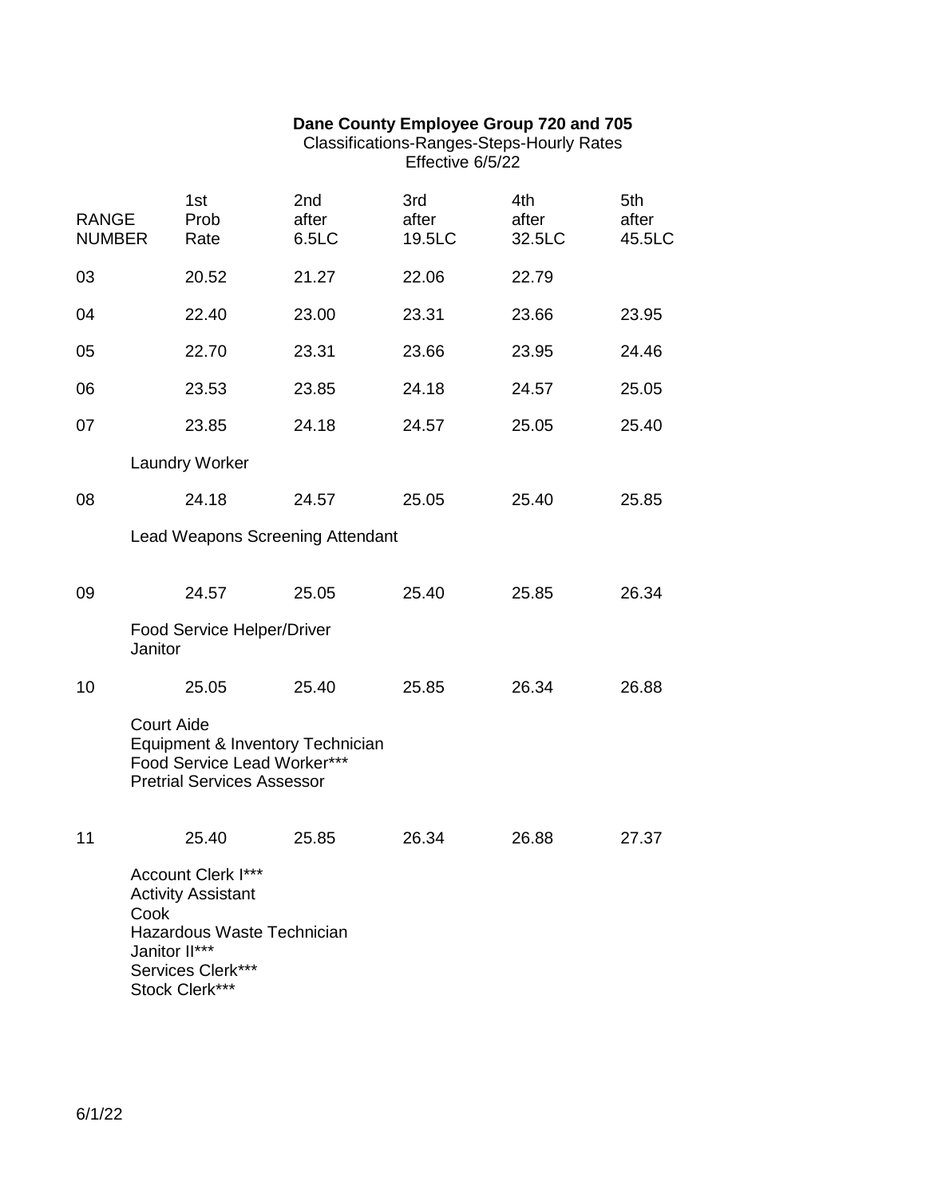**Dane County Employee Group 720 and 705**
Classifications-Ranges-Steps-Hourly Rates
Effective 6/5/22

| RANGE NUMBER | 1st Prob Rate | 2nd after 6.5LC | 3rd after 19.5LC | 4th after 32.5LC | 5th after 45.5LC |
|---|---|---|---|---|---|
| 03 | 20.52 | 21.27 | 22.06 | 22.79 | |
| 04 | 22.40 | 23.00 | 23.31 | 23.66 | 23.95 |
| 05 | 22.70 | 23.31 | 23.66 | 23.95 | 24.46 |
| 06 | 23.53 | 23.85 | 24.18 | 24.57 | 25.05 |
| 07 | 23.85 | 24.18 | 24.57 | 25.05 | 25.40 |
| | Laundry Worker | | | | |
| 08 | 24.18 | 24.57 | 25.05 | 25.40 | 25.85 |
| | Lead Weapons Screening Attendant | | | | |
| 09 | 24.57 | 25.05 | 25.40 | 25.85 | 26.34 |
| | Food Service Helper/Driver<br>Janitor | | | | |
| 10 | 25.05 | 25.40 | 25.85 | 26.34 | 26.88 |
| | Court Aide<br>Equipment & Inventory Technician<br>Food Service Lead Worker***<br>Pretrial Services Assessor | | | | |
| 11 | 25.40 | 25.85 | 26.34 | 26.88 | 27.37 |
| | Account Clerk I***<br>Activity Assistant<br>Cook<br>Hazardous Waste Technician<br>Janitor II***<br>Services Clerk***<br>Stock Clerk*** | | | | |

6/1/22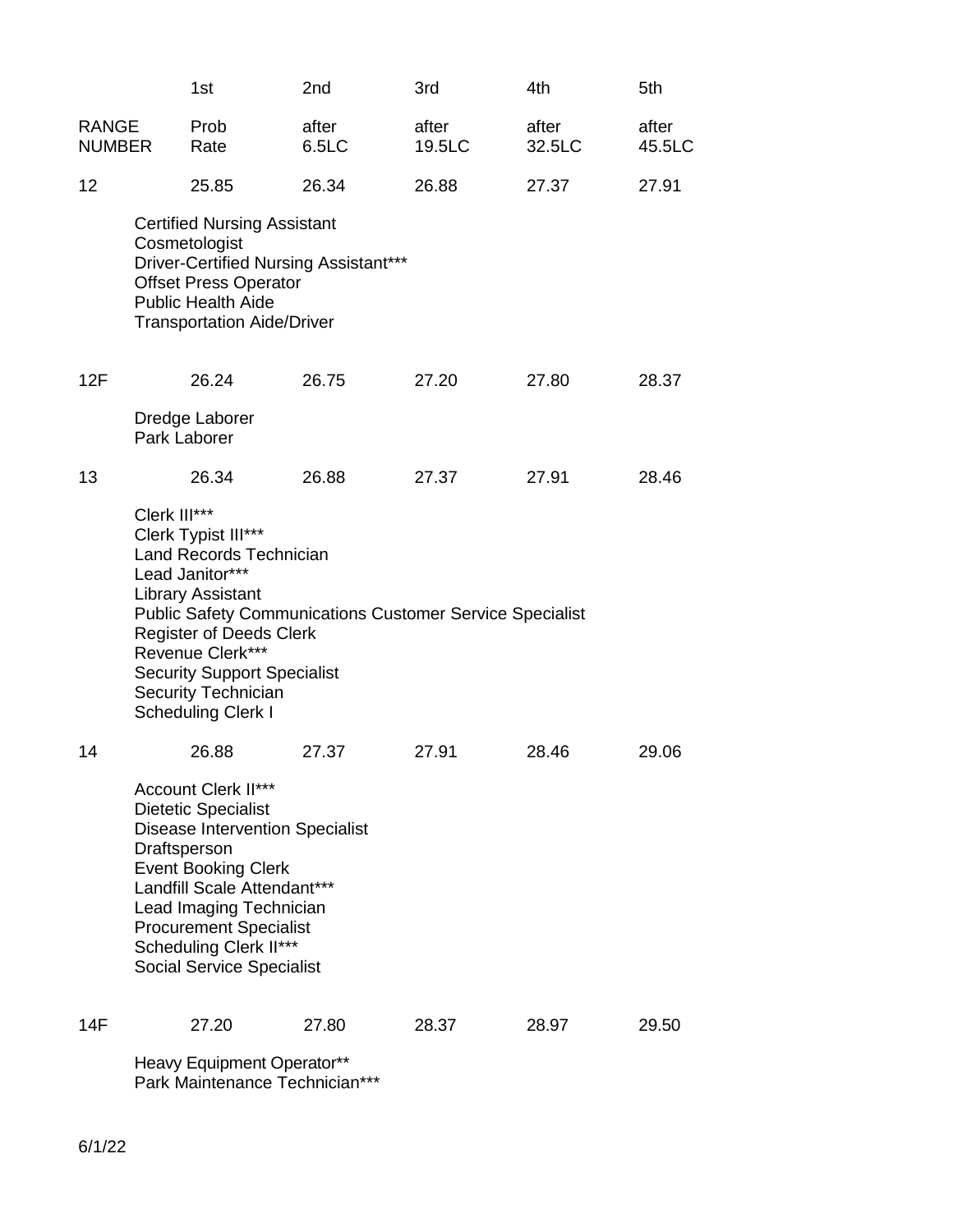| RANGE NUMBER | 1st Prob Rate | 2nd after 6.5LC | 3rd after 19.5LC | 4th after 32.5LC | 5th after 45.5LC |
|---|---|---|---|---|---|
| 12 | 25.85 | 26.34 | 26.88 | 27.37 | 27.91 |

Certified Nursing Assistant
Cosmetologist
Driver-Certified Nursing Assistant***
Offset Press Operator
Public Health Aide
Transportation Aide/Driver

| RANGE NUMBER | 1st Prob Rate | 2nd after 6.5LC | 3rd after 19.5LC | 4th after 32.5LC | 5th after 45.5LC |
|---|---|---|---|---|---|
| 12F | 26.24 | 26.75 | 27.20 | 27.80 | 28.37 |

Dredge Laborer
Park Laborer

| RANGE NUMBER | 1st Prob Rate | 2nd after 6.5LC | 3rd after 19.5LC | 4th after 32.5LC | 5th after 45.5LC |
|---|---|---|---|---|---|
| 13 | 26.34 | 26.88 | 27.37 | 27.91 | 28.46 |

Clerk III***
Clerk Typist III***
Land Records Technician
Lead Janitor***
Library Assistant
Public Safety Communications Customer Service Specialist
Register of Deeds Clerk
Revenue Clerk***
Security Support Specialist
Security Technician
Scheduling Clerk I

| RANGE NUMBER | 1st Prob Rate | 2nd after 6.5LC | 3rd after 19.5LC | 4th after 32.5LC | 5th after 45.5LC |
|---|---|---|---|---|---|
| 14 | 26.88 | 27.37 | 27.91 | 28.46 | 29.06 |

Account Clerk II***
Dietetic Specialist
Disease Intervention Specialist
Draftsperson
Event Booking Clerk
Landfill Scale Attendant***
Lead Imaging Technician
Procurement Specialist
Scheduling Clerk II***
Social Service Specialist

| RANGE NUMBER | 1st Prob Rate | 2nd after 6.5LC | 3rd after 19.5LC | 4th after 32.5LC | 5th after 45.5LC |
|---|---|---|---|---|---|
| 14F | 27.20 | 27.80 | 28.37 | 28.97 | 29.50 |

Heavy Equipment Operator**
Park Maintenance Technician***

6/1/22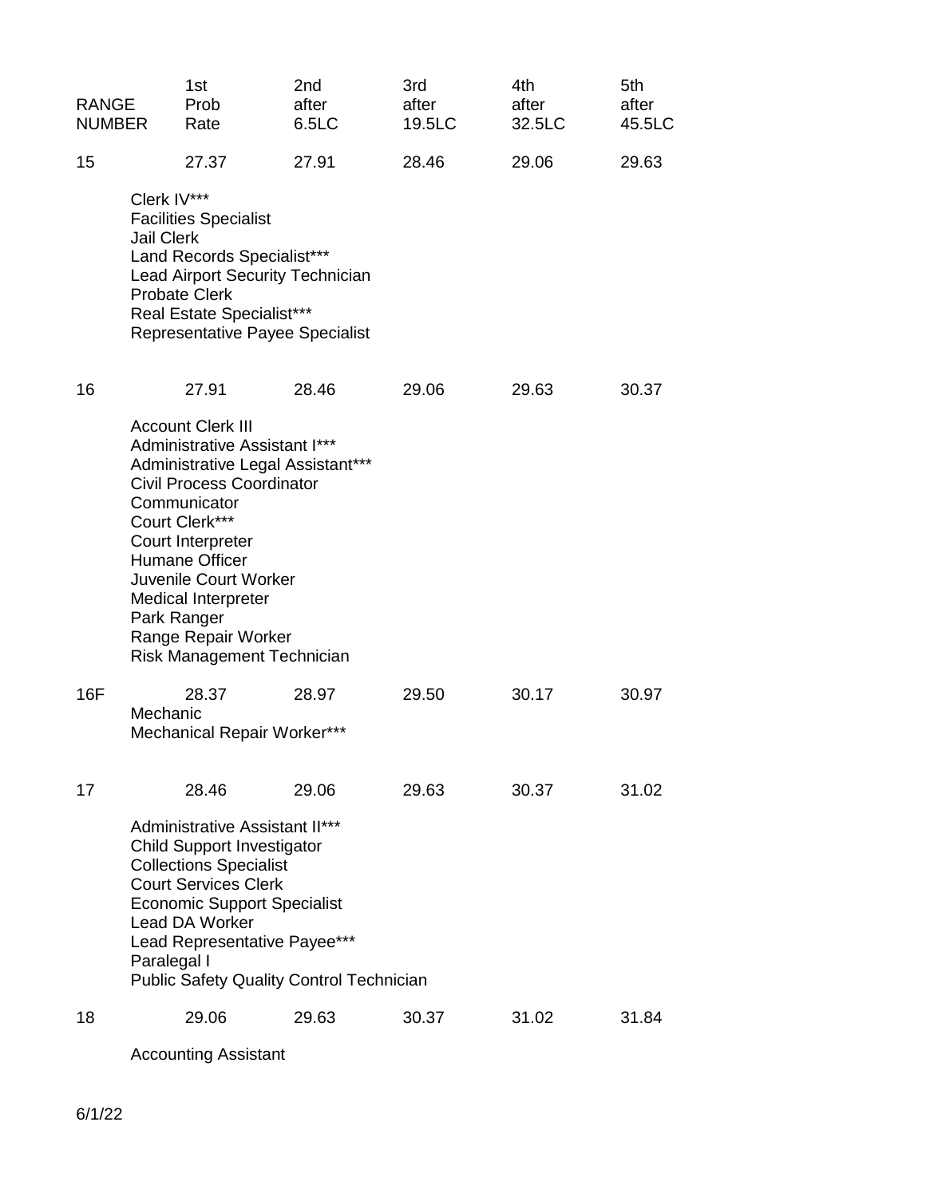| RANGE NUMBER | 1st Prob Rate | 2nd after 6.5LC | 3rd after 19.5LC | 4th after 32.5LC | 5th after 45.5LC |
|---|---|---|---|---|---|
| 15 | 27.37 | 27.91 | 28.46 | 29.06 | 29.63 |

Clerk IV***
Facilities Specialist
Jail Clerk
Land Records Specialist***
Lead Airport Security Technician
Probate Clerk
Real Estate Specialist***
Representative Payee Specialist

| RANGE NUMBER | 1st Prob Rate | 2nd after 6.5LC | 3rd after 19.5LC | 4th after 32.5LC | 5th after 45.5LC |
|---|---|---|---|---|---|
| 16 | 27.91 | 28.46 | 29.06 | 29.63 | 30.37 |

Account Clerk III
Administrative Assistant I***
Administrative Legal Assistant***
Civil Process Coordinator
Communicator
Court Clerk***
Court Interpreter
Humane Officer
Juvenile Court Worker
Medical Interpreter
Park Ranger
Range Repair Worker
Risk Management Technician

| RANGE NUMBER | 1st Prob Rate | 2nd after 6.5LC | 3rd after 19.5LC | 4th after 32.5LC | 5th after 45.5LC |
|---|---|---|---|---|---|
| 16F | 28.37 | 28.97 | 29.50 | 30.17 | 30.97 |

Mechanic
Mechanical Repair Worker***

| RANGE NUMBER | 1st Prob Rate | 2nd after 6.5LC | 3rd after 19.5LC | 4th after 32.5LC | 5th after 45.5LC |
|---|---|---|---|---|---|
| 17 | 28.46 | 29.06 | 29.63 | 30.37 | 31.02 |

Administrative Assistant II***
Child Support Investigator
Collections Specialist
Court Services Clerk
Economic Support Specialist
Lead DA Worker
Lead Representative Payee***
Paralegal I
Public Safety Quality Control Technician

| RANGE NUMBER | 1st Prob Rate | 2nd after 6.5LC | 3rd after 19.5LC | 4th after 32.5LC | 5th after 45.5LC |
|---|---|---|---|---|---|
| 18 | 29.06 | 29.63 | 30.37 | 31.02 | 31.84 |

Accounting Assistant

6/1/22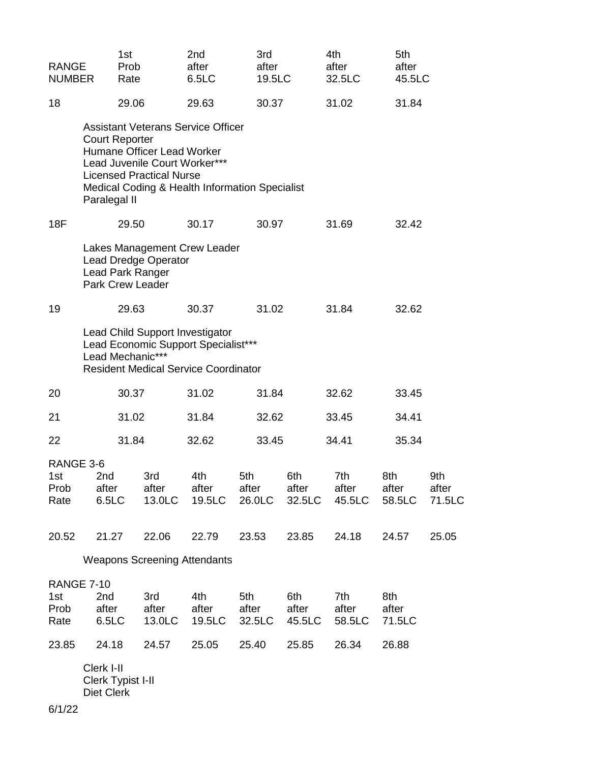| RANGE NUMBER | 1st Prob Rate | 2nd after 6.5LC | 3rd after 19.5LC | 4th after 32.5LC | 5th after 45.5LC |
|---|---|---|---|---|---|
| 18 | 29.06 | 29.63 | 30.37 | 31.02 | 31.84 |

Assistant Veterans Service Officer
Court Reporter
Humane Officer Lead Worker
Lead Juvenile Court Worker***
Licensed Practical Nurse
Medical Coding & Health Information Specialist
Paralegal II

| RANGE NUMBER | 1st Prob Rate | 2nd after 6.5LC | 3rd after 19.5LC | 4th after 32.5LC | 5th after 45.5LC |
|---|---|---|---|---|---|
| 18F | 29.50 | 30.17 | 30.97 | 31.69 | 32.42 |

Lakes Management Crew Leader
Lead Dredge Operator
Lead Park Ranger
Park Crew Leader

| RANGE NUMBER | 1st Prob Rate | 2nd after 6.5LC | 3rd after 19.5LC | 4th after 32.5LC | 5th after 45.5LC |
|---|---|---|---|---|---|
| 19 | 29.63 | 30.37 | 31.02 | 31.84 | 32.62 |

Lead Child Support Investigator
Lead Economic Support Specialist***
Lead Mechanic***
Resident Medical Service Coordinator

| RANGE NUMBER | 1st Prob Rate | 2nd after 6.5LC | 3rd after 19.5LC | 4th after 32.5LC | 5th after 45.5LC |
|---|---|---|---|---|---|
| 20 | 30.37 | 31.02 | 31.84 | 32.62 | 33.45 |
| 21 | 31.02 | 31.84 | 32.62 | 33.45 | 34.41 |
| 22 | 31.84 | 32.62 | 33.45 | 34.41 | 35.34 |

RANGE 3-6

| 1st Prob Rate | 2nd after 6.5LC | 3rd after 13.0LC | 4th after 19.5LC | 5th after 26.0LC | 6th after 32.5LC | 7th after 45.5LC | 8th after 58.5LC | 9th after 71.5LC |
|---|---|---|---|---|---|---|---|---|
| 20.52 | 21.27 | 22.06 | 22.79 | 23.53 | 23.85 | 24.18 | 24.57 | 25.05 |

Weapons Screening Attendants

RANGE 7-10

| 1st Prob Rate | 2nd after 6.5LC | 3rd after 13.0LC | 4th after 19.5LC | 5th after 32.5LC | 6th after 45.5LC | 7th after 58.5LC | 8th after 71.5LC |
|---|---|---|---|---|---|---|---|
| 23.85 | 24.18 | 24.57 | 25.05 | 25.40 | 25.85 | 26.34 | 26.88 |

Clerk I-II
Clerk Typist I-II
Diet Clerk

6/1/22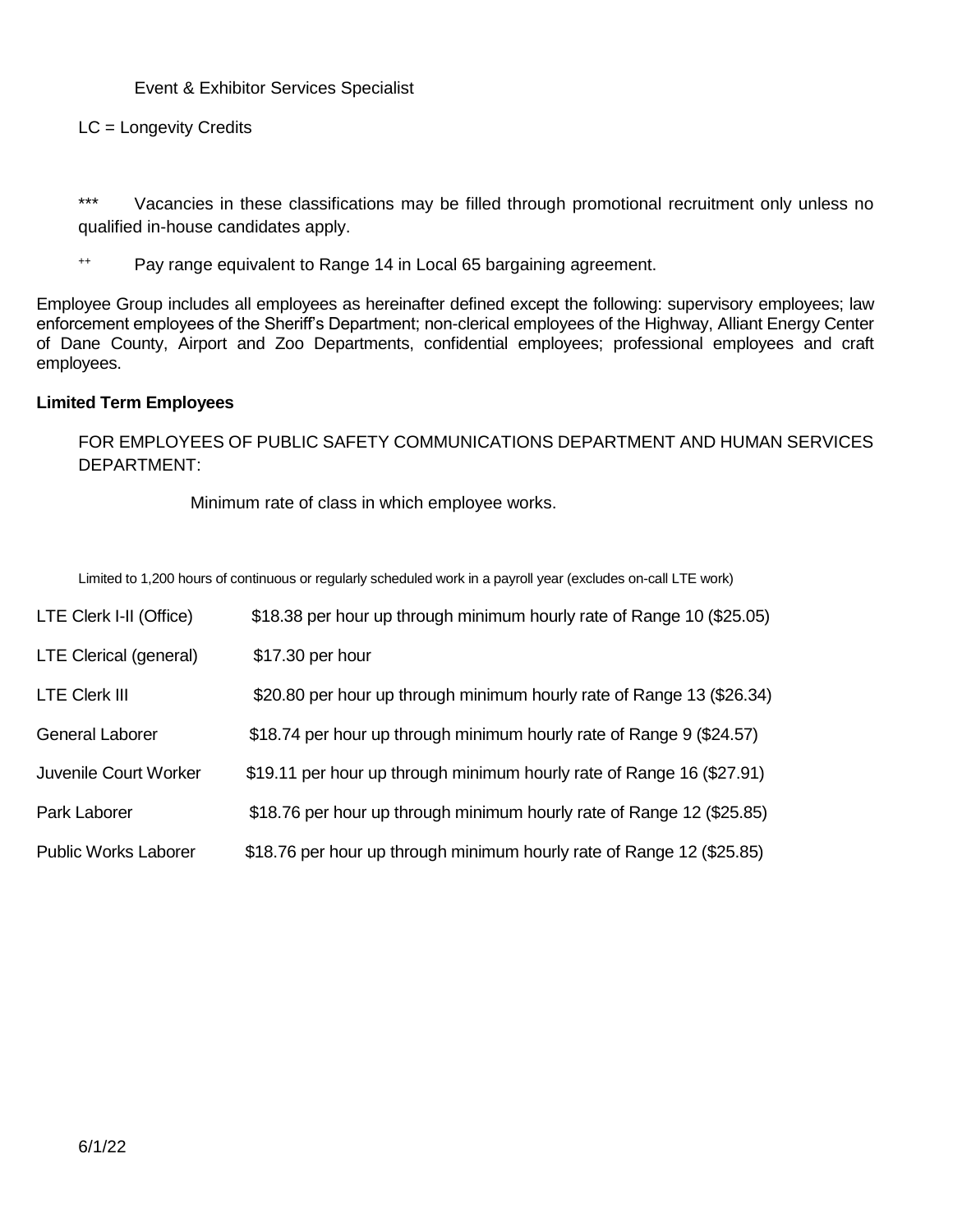Event & Exhibitor Services Specialist

LC = Longevity Credits

*** Vacancies in these classifications may be filled through promotional recruitment only unless no qualified in-house candidates apply.

++ Pay range equivalent to Range 14 in Local 65 bargaining agreement.

Employee Group includes all employees as hereinafter defined except the following: supervisory employees; law enforcement employees of the Sheriff's Department; non-clerical employees of the Highway, Alliant Energy Center of Dane County, Airport and Zoo Departments, confidential employees; professional employees and craft employees.

**Limited Term Employees**

FOR EMPLOYEES OF PUBLIC SAFETY COMMUNICATIONS DEPARTMENT AND HUMAN SERVICES DEPARTMENT:

Minimum rate of class in which employee works.

Limited to 1,200 hours of continuous or regularly scheduled work in a payroll year (excludes on-call LTE work)

| | |
|---|---|
| LTE Clerk I-II (Office) | $18.38 per hour up through minimum hourly rate of Range 10 ($25.05) |
| LTE Clerical (general) | $17.30 per hour |
| LTE Clerk III | $20.80 per hour up through minimum hourly rate of Range 13 ($26.34) |
| General Laborer | $18.74 per hour up through minimum hourly rate of Range 9 ($24.57) |
| Juvenile Court Worker | $19.11 per hour up through minimum hourly rate of Range 16 ($27.91) |
| Park Laborer | $18.76 per hour up through minimum hourly rate of Range 12 ($25.85) |
| Public Works Laborer | $18.76 per hour up through minimum hourly rate of Range 12 ($25.85) |

6/1/22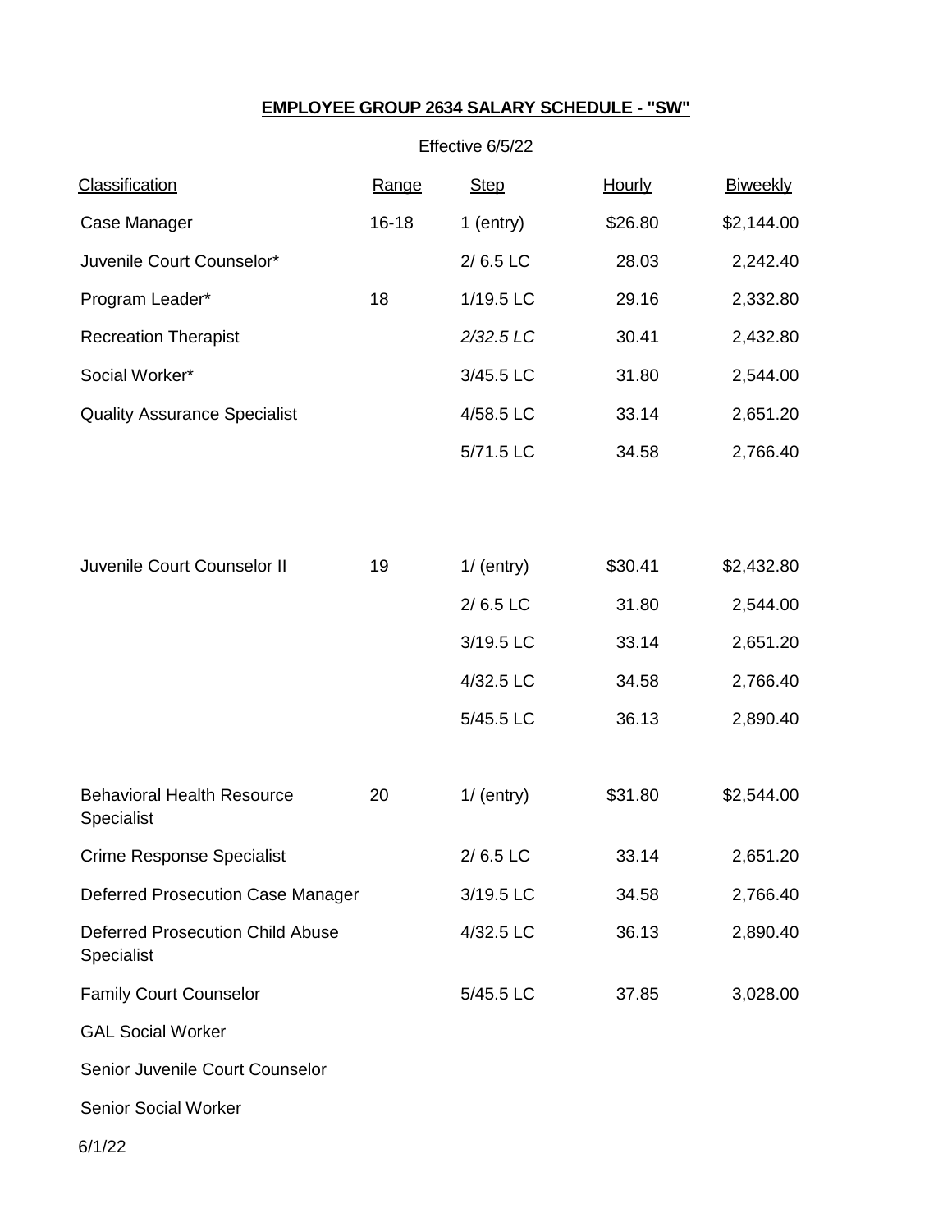**EMPLOYEE GROUP 2634 SALARY SCHEDULE - "SW"**

Effective 6/5/22

| Classification | Range | Step | Hourly | Biweekly |
|---|---|---|---|---|
| Case Manager | 16-18 | 1 (entry) | $26.80 | $2,144.00 |
| Juvenile Court Counselor* | | 2/ 6.5 LC | 28.03 | 2,242.40 |
| Program Leader* | 18 | 1/19.5 LC | 29.16 | 2,332.80 |
| Recreation Therapist | | *2/32.5 LC* | 30.41 | 2,432.80 |
| Social Worker* | | 3/45.5 LC | 31.80 | 2,544.00 |
| Quality Assurance Specialist | | 4/58.5 LC | 33.14 | 2,651.20 |
| | | 5/71.5 LC | 34.58 | 2,766.40 |
| | | | | |
| Juvenile Court Counselor II | 19 | 1/ (entry) | $30.41 | $2,432.80 |
| | | 2/ 6.5 LC | 31.80 | 2,544.00 |
| | | 3/19.5 LC | 33.14 | 2,651.20 |
| | | 4/32.5 LC | 34.58 | 2,766.40 |
| | | 5/45.5 LC | 36.13 | 2,890.40 |
| | | | | |
| Behavioral Health Resource Specialist | 20 | 1/ (entry) | $31.80 | $2,544.00 |
| Crime Response Specialist | | 2/ 6.5 LC | 33.14 | 2,651.20 |
| Deferred Prosecution Case Manager | | 3/19.5 LC | 34.58 | 2,766.40 |
| Deferred Prosecution Child Abuse Specialist | | 4/32.5 LC | 36.13 | 2,890.40 |
| Family Court Counselor | | 5/45.5 LC | 37.85 | 3,028.00 |
| GAL Social Worker | | | | |
| Senior Juvenile Court Counselor | | | | |
| Senior Social Worker | | | | |

6/1/22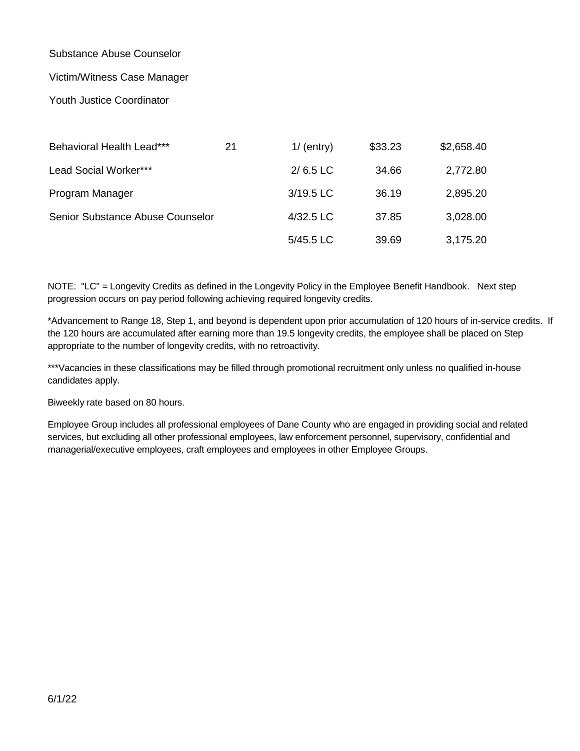| Classification | Range | Step | Hourly | Biweekly |
|---|---|---|---|---|
| Substance Abuse Counselor | | | | |
| Victim/Witness Case Manager | | | | |
| Youth Justice Coordinator | | | | |
| | | | | |
| Behavioral Health Lead*** | 21 | 1/ (entry) | $33.23 | $2,658.40 |
| Lead Social Worker*** | | 2/ 6.5 LC | 34.66 | 2,772.80 |
| Program Manager | | 3/19.5 LC | 36.19 | 2,895.20 |
| Senior Substance Abuse Counselor | | 4/32.5 LC | 37.85 | 3,028.00 |
| | | 5/45.5 LC | 39.69 | 3,175.20 |

NOTE: "LC" = Longevity Credits as defined in the Longevity Policy in the Employee Benefit Handbook. Next step progression occurs on pay period following achieving required longevity credits.

*Advancement to Range 18, Step 1, and beyond is dependent upon prior accumulation of 120 hours of in-service credits. If the 120 hours are accumulated after earning more than 19.5 longevity credits, the employee shall be placed on Step appropriate to the number of longevity credits, with no retroactivity.

***Vacancies in these classifications may be filled through promotional recruitment only unless no qualified in-house candidates apply.

Biweekly rate based on 80 hours.

Employee Group includes all professional employees of Dane County who are engaged in providing social and related services, but excluding all other professional employees, law enforcement personnel, supervisory, confidential and managerial/executive employees, craft employees and employees in other Employee Groups.

6/1/22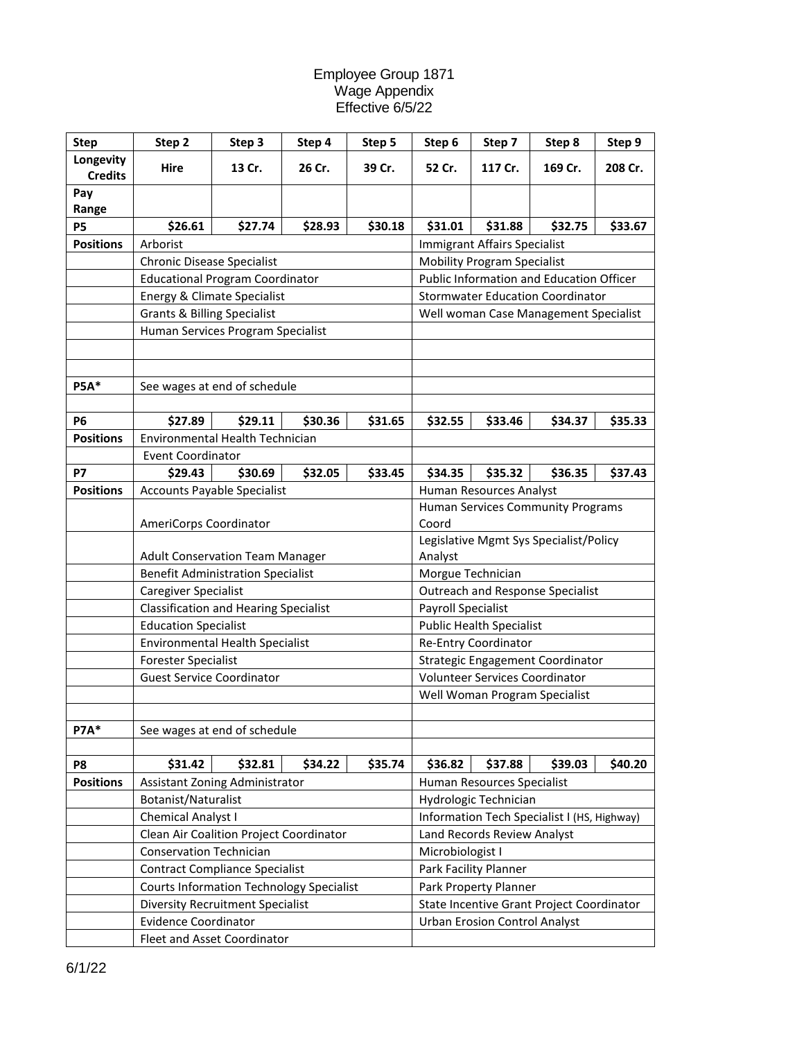# Employee Group 1871
## Wage Appendix
### Effective 6/5/22

| Step | Step 2 | Step 3 | Step 4 | Step 5 | Step 6 | Step 7 | Step 8 | Step 9 |
|---|---|---|---|---|---|---|---|---|
| Longevity Credits | Hire | 13 Cr. | 26 Cr. | 39 Cr. | 52 Cr. | 117 Cr. | 169 Cr. | 208 Cr. |
| Pay Range | | | | | | | | |
| **P5** | **$26.61** | **$27.74** | **$28.93** | **$30.18** | **$31.01** | **$31.88** | **$32.75** | **$33.67** |
| **Positions** | Arborist | | | | Immigrant Affairs Specialist | | | |
| | Chronic Disease Specialist | | | | Mobility Program Specialist | | | |
| | Educational Program Coordinator | | | | Public Information and Education Officer | | | |
| | Energy & Climate Specialist | | | | Stormwater Education Coordinator | | | |
| | Grants & Billing Specialist | | | | Well woman Case Management Specialist | | | |
| | Human Services Program Specialist | | | | | | | |
| | | | | | | | | |
| | | | | | | | | |
| **P5A*** | See wages at end of schedule | | | | | | | |
| | | | | | | | | |
| **P6** | **$27.89** | **$29.11** | **$30.36** | **$31.65** | **$32.55** | **$33.46** | **$34.37** | **$35.33** |
| **Positions** | Environmental Health Technician | | | | | | | |
| | Event Coordinator | | | | | | | |
| **P7** | **$29.43** | **$30.69** | **$32.05** | **$33.45** | **$34.35** | **$35.32** | **$36.35** | **$37.43** |
| **Positions** | Accounts Payable Specialist | | | | Human Resources Analyst | | | |
| | AmeriCorps Coordinator | | | | Human Services Community Programs Coord | | | |
| | Adult Conservation Team Manager | | | | Legislative Mgmt Sys Specialist/Policy Analyst | | | |
| | Benefit Administration Specialist | | | | Morgue Technician | | | |
| | Caregiver Specialist | | | | Outreach and Response Specialist | | | |
| | Classification and Hearing Specialist | | | | Payroll Specialist | | | |
| | Education Specialist | | | | Public Health Specialist | | | |
| | Environmental Health Specialist | | | | Re-Entry Coordinator | | | |
| | Forester Specialist | | | | Strategic Engagement Coordinator | | | |
| | Guest Service Coordinator | | | | Volunteer Services Coordinator | | | |
| | | | | | Well Woman Program Specialist | | | |
| | | | | | | | | |
| **P7A*** | See wages at end of schedule | | | | | | | |
| | | | | | | | | |
| **P8** | **$31.42** | **$32.81** | **$34.22** | **$35.74** | **$36.82** | **$37.88** | **$39.03** | **$40.20** |
| **Positions** | Assistant Zoning Administrator | | | | Human Resources Specialist | | | |
| | Botanist/Naturalist | | | | Hydrologic Technician | | | |
| | Chemical Analyst I | | | | Information Tech Specialist I (HS, Highway) | | | |
| | Clean Air Coalition Project Coordinator | | | | Land Records Review Analyst | | | |
| | Conservation Technician | | | | Microbiologist I | | | |
| | Contract Compliance Specialist | | | | Park Facility Planner | | | |
| | Courts Information Technology Specialist | | | | Park Property Planner | | | |
| | Diversity Recruitment Specialist | | | | State Incentive Grant Project Coordinator | | | |
| | Evidence Coordinator | | | | Urban Erosion Control Analyst | | | |
| | Fleet and Asset Coordinator | | | | | | | |

6/1/22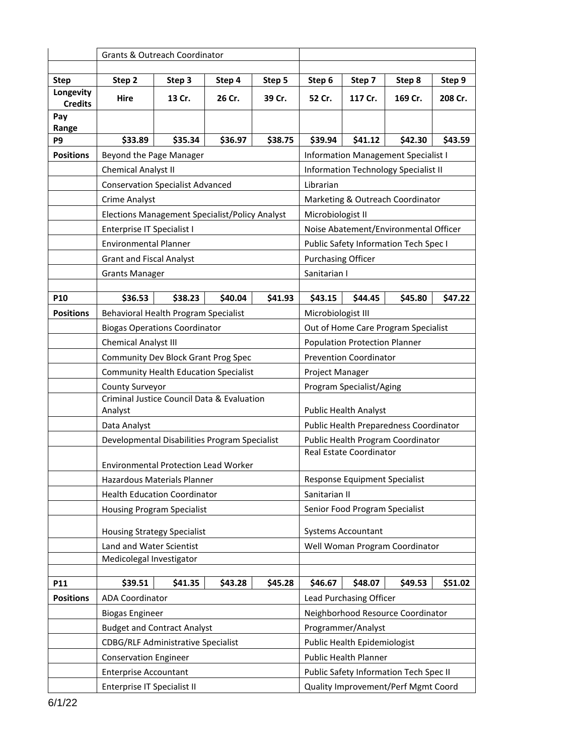| | Grants & Outreach Coordinator | | | | | | | |
|---|---|---|---|---|---|---|---|---|
| | | | | | | | | |
| **Step** | **Step 2** | **Step 3** | **Step 4** | **Step 5** | **Step 6** | **Step 7** | **Step 8** | **Step 9** |
| **Longevity Credits** | **Hire** | **13 Cr.** | **26 Cr.** | **39 Cr.** | **52 Cr.** | **117 Cr.** | **169 Cr.** | **208 Cr.** |
| **Pay Range** | | | | | | | | |
| **P9** | **$33.89** | **$35.34** | **$36.97** | **$38.75** | **$39.94** | **$41.12** | **$42.30** | **$43.59** |
| **Positions** | Beyond the Page Manager | | | | Information Management Specialist I | | | |
| | Chemical Analyst II | | | | Information Technology Specialist II | | | |
| | Conservation Specialist Advanced | | | | Librarian | | | |
| | Crime Analyst | | | | Marketing & Outreach Coordinator | | | |
| | Elections Management Specialist/Policy Analyst | | | | Microbiologist II | | | |
| | Enterprise IT Specialist I | | | | Noise Abatement/Environmental Officer | | | |
| | Environmental Planner | | | | Public Safety Information Tech Spec I | | | |
| | Grant and Fiscal Analyst | | | | Purchasing Officer | | | |
| | Grants Manager | | | | Sanitarian I | | | |
| | | | | | | | | |
| **P10** | **$36.53** | **$38.23** | **$40.04** | **$41.93** | **$43.15** | **$44.45** | **$45.80** | **$47.22** |
| **Positions** | Behavioral Health Program Specialist | | | | Microbiologist III | | | |
| | Biogas Operations Coordinator | | | | Out of Home Care Program Specialist | | | |
| | Chemical Analyst III | | | | Population Protection Planner | | | |
| | Community Dev Block Grant Prog Spec | | | | Prevention Coordinator | | | |
| | Community Health Education Specialist | | | | Project Manager | | | |
| | County Surveyor | | | | Program Specialist/Aging | | | |
| | Criminal Justice Council Data & Evaluation Analyst | | | | Public Health Analyst | | | |
| | Data Analyst | | | | Public Health Preparedness Coordinator | | | |
| | Developmental Disabilities Program Specialist | | | | Public Health Program Coordinator | | | |
| | Environmental Protection Lead Worker | | | | Real Estate Coordinator | | | |
| | Hazardous Materials Planner | | | | Response Equipment Specialist | | | |
| | Health Education Coordinator | | | | Sanitarian II | | | |
| | Housing Program Specialist | | | | Senior Food Program Specialist | | | |
| | Housing Strategy Specialist | | | | Systems Accountant | | | |
| | Land and Water Scientist | | | | Well Woman Program Coordinator | | | |
| | Medicolegal Investigator | | | | | | | |
| | | | | | | | | |
| **P11** | **$39.51** | **$41.35** | **$43.28** | **$45.28** | **$46.67** | **$48.07** | **$49.53** | **$51.02** |
| **Positions** | ADA Coordinator | | | | Lead Purchasing Officer | | | |
| | Biogas Engineer | | | | Neighborhood Resource Coordinator | | | |
| | Budget and Contract Analyst | | | | Programmer/Analyst | | | |
| | CDBG/RLF Administrative Specialist | | | | Public Health Epidemiologist | | | |
| | Conservation Engineer | | | | Public Health Planner | | | |
| | Enterprise Accountant | | | | Public Safety Information Tech Spec II | | | |
| | Enterprise IT Specialist II | | | | Quality Improvement/Perf Mgmt Coord | | | |

6/1/22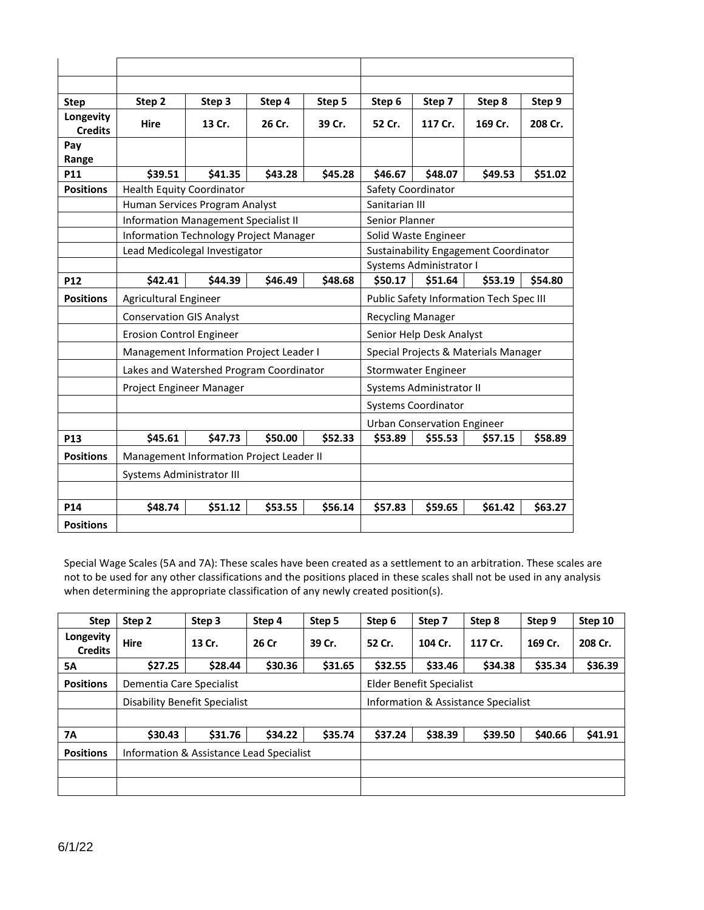| Step | Step 2 | Step 3 | Step 4 | Step 5 | Step 6 | Step 7 | Step 8 | Step 9 |
|---|---|---|---|---|---|---|---|---|
| Longevity Credits | Hire | 13 Cr. | 26 Cr. | 39 Cr. | 52 Cr. | 117 Cr. | 169 Cr. | 208 Cr. |
| Pay Range | | | | | | | | |
| P11 | $39.51 | $41.35 | $43.28 | $45.28 | $46.67 | $48.07 | $49.53 | $51.02 |
| Positions | Health Equity Coordinator | | | | Safety Coordinator | | | |
| | Human Services Program Analyst | | | | Sanitarian III | | | |
| | Information Management Specialist II | | | | Senior Planner | | | |
| | Information Technology Project Manager | | | | Solid Waste Engineer | | | |
| | Lead Medicolegal Investigator | | | | Sustainability Engagement Coordinator | | | |
| | | | | | Systems Administrator I | | | |
| P12 | $42.41 | $44.39 | $46.49 | $48.68 | $50.17 | $51.64 | $53.19 | $54.80 |
| Positions | Agricultural Engineer | | | | Public Safety Information Tech Spec III | | | |
| | Conservation GIS Analyst | | | | Recycling Manager | | | |
| | Erosion Control Engineer | | | | Senior Help Desk Analyst | | | |
| | Management Information Project Leader I | | | | Special Projects & Materials Manager | | | |
| | Lakes and Watershed Program Coordinator | | | | Stormwater Engineer | | | |
| | Project Engineer Manager | | | | Systems Administrator II | | | |
| | | | | | Systems Coordinator | | | |
| | | | | | Urban Conservation Engineer | | | |
| P13 | $45.61 | $47.73 | $50.00 | $52.33 | $53.89 | $55.53 | $57.15 | $58.89 |
| Positions | Management Information Project Leader II | | | | | | | |
| | Systems Administrator III | | | | | | | |
| | | | | | | | | |
| P14 | $48.74 | $51.12 | $53.55 | $56.14 | $57.83 | $59.65 | $61.42 | $63.27 |
| Positions | | | | | | | | |

Special Wage Scales (5A and 7A): These scales have been created as a settlement to an arbitration. These scales are not to be used for any other classifications and the positions placed in these scales shall not be used in any analysis when determining the appropriate classification of any newly created position(s).

| Step | Step 2 | Step 3 | Step 4 | Step 5 | Step 6 | Step 7 | Step 8 | Step 9 | Step 10 |
|---|---|---|---|---|---|---|---|---|---|
| Longevity Credits | Hire | 13 Cr. | 26 Cr | 39 Cr. | 52 Cr. | 104 Cr. | 117 Cr. | 169 Cr. | 208 Cr. |
| 5A | $27.25 | $28.44 | $30.36 | $31.65 | $32.55 | $33.46 | $34.38 | $35.34 | $36.39 |
| Positions | Dementia Care Specialist | | | | Elder Benefit Specialist | | | | |
| | Disability Benefit Specialist | | | | Information & Assistance Specialist | | | | |
| | | | | | | | | | |
| 7A | $30.43 | $31.76 | $34.22 | $35.74 | $37.24 | $38.39 | $39.50 | $40.66 | $41.91 |
| Positions | Information & Assistance Lead Specialist | | | | | | | | |
| | | | | | | | | | |
| | | | | | | | | | |

6/1/22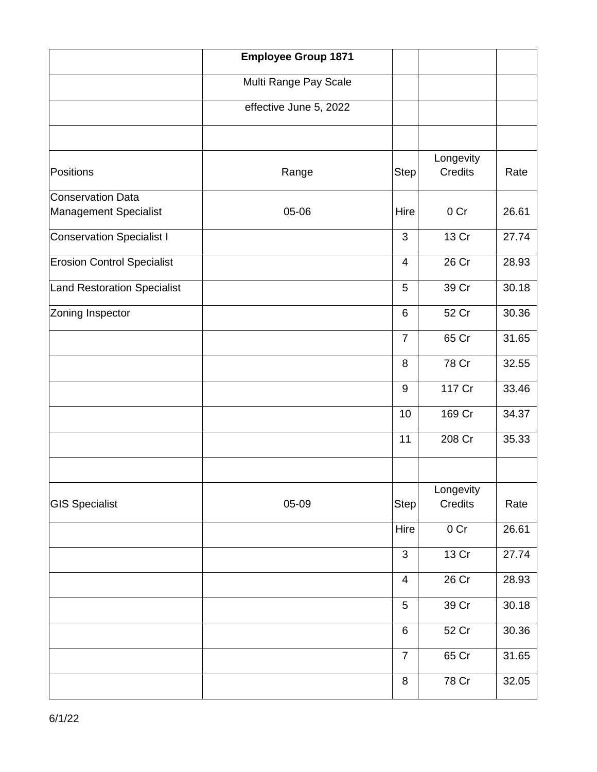| | Employee Group 1871 | | | |
|---|---|---|---|---|
| | Multi Range Pay Scale | | | |
| | effective June 5, 2022 | | | |
| | | | | |
| Positions | Range | Step | Longevity Credits | Rate |
| Conservation Data Management Specialist | 05-06 | Hire | 0 Cr | 26.61 |
| Conservation Specialist I | | 3 | 13 Cr | 27.74 |
| Erosion Control Specialist | | 4 | 26 Cr | 28.93 |
| Land Restoration Specialist | | 5 | 39 Cr | 30.18 |
| Zoning Inspector | | 6 | 52 Cr | 30.36 |
| | | 7 | 65 Cr | 31.65 |
| | | 8 | 78 Cr | 32.55 |
| | | 9 | 117 Cr | 33.46 |
| | | 10 | 169 Cr | 34.37 |
| | | 11 | 208 Cr | 35.33 |
| | | | | |
| GIS Specialist | 05-09 | Step | Longevity Credits | Rate |
| | | Hire | 0 Cr | 26.61 |
| | | 3 | 13 Cr | 27.74 |
| | | 4 | 26 Cr | 28.93 |
| | | 5 | 39 Cr | 30.18 |
| | | 6 | 52 Cr | 30.36 |
| | | 7 | 65 Cr | 31.65 |
| | | 8 | 78 Cr | 32.05 |

6/1/22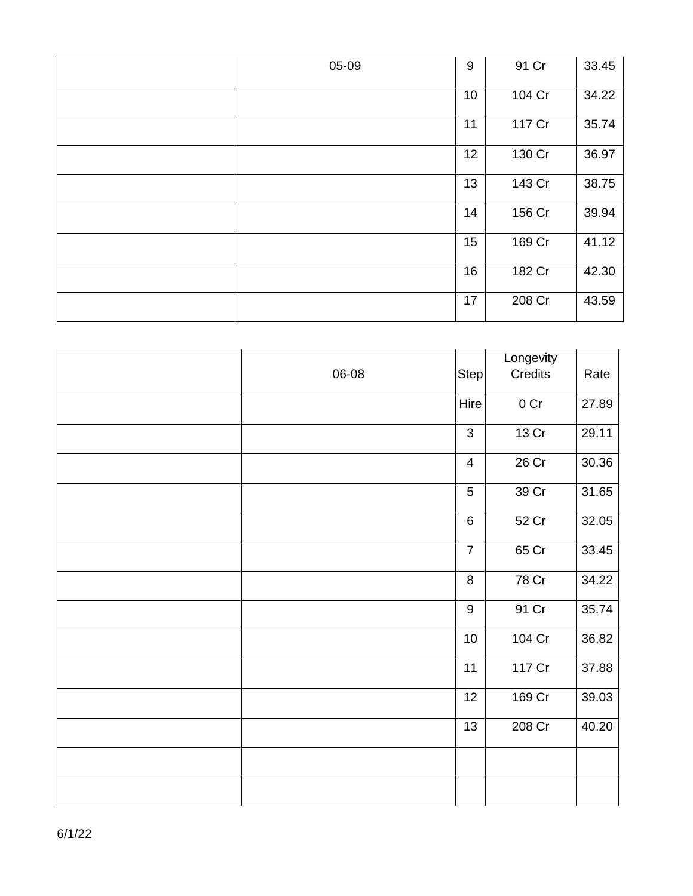| | 05-09 | 9 | 91 Cr | 33.45 |
|---|---|---|---|---|
| | | 10 | 104 Cr | 34.22 |
| | | 11 | 117 Cr | 35.74 |
| | | 12 | 130 Cr | 36.97 |
| | | 13 | 143 Cr | 38.75 |
| | | 14 | 156 Cr | 39.94 |
| | | 15 | 169 Cr | 41.12 |
| | | 16 | 182 Cr | 42.30 |
| | | 17 | 208 Cr | 43.59 |

| | 06-08 | Step | Longevity Credits | Rate |
|---|---|---|---|---|
| | | Hire | 0 Cr | 27.89 |
| | | 3 | 13 Cr | 29.11 |
| | | 4 | 26 Cr | 30.36 |
| | | 5 | 39 Cr | 31.65 |
| | | 6 | 52 Cr | 32.05 |
| | | 7 | 65 Cr | 33.45 |
| | | 8 | 78 Cr | 34.22 |
| | | 9 | 91 Cr | 35.74 |
| | | 10 | 104 Cr | 36.82 |
| | | 11 | 117 Cr | 37.88 |
| | | 12 | 169 Cr | 39.03 |
| | | 13 | 208 Cr | 40.20 |
| | | | | |
| | | | | |

6/1/22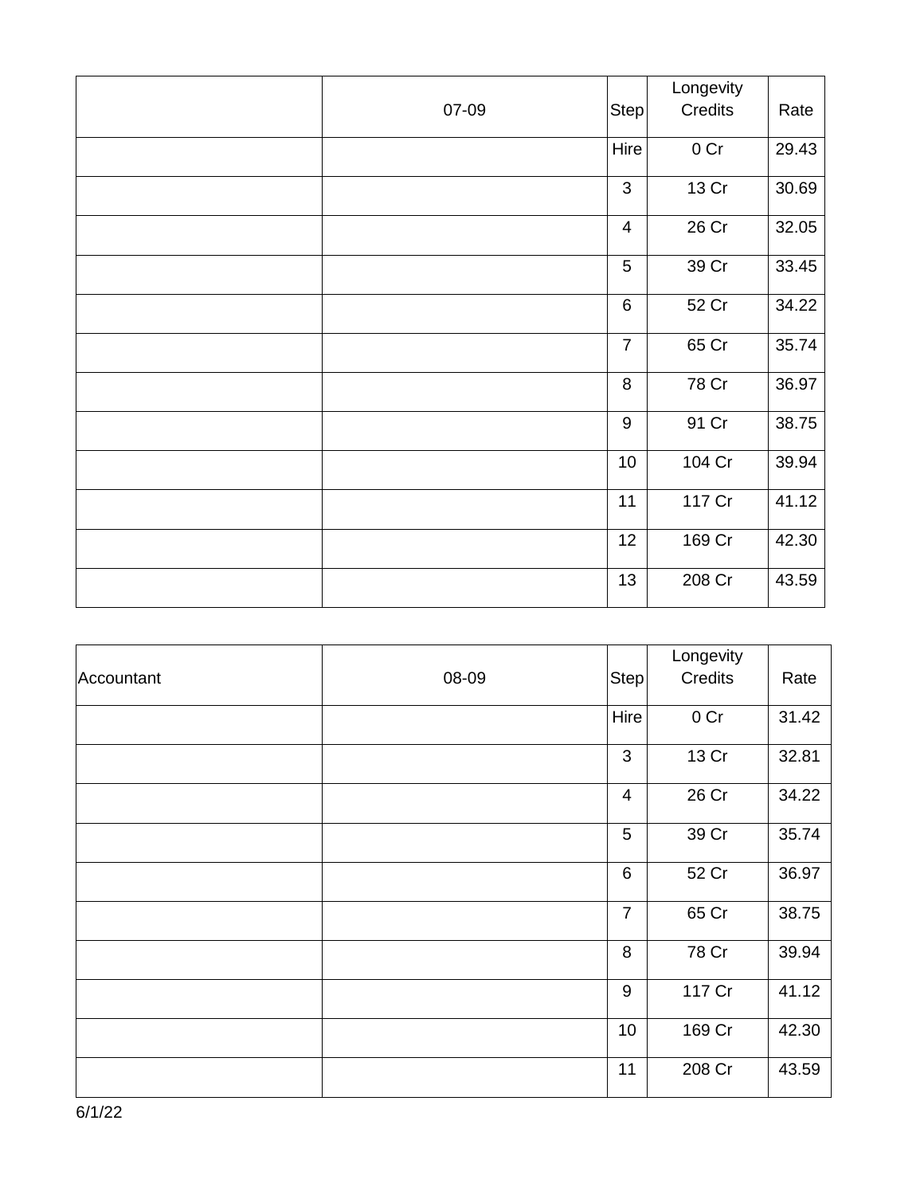|  | 07-09 | Step | Longevity Credits | Rate |
|---|---|---|---|---|
|  |  | Hire | 0 Cr | 29.43 |
|  |  | 3 | 13 Cr | 30.69 |
|  |  | 4 | 26 Cr | 32.05 |
|  |  | 5 | 39 Cr | 33.45 |
|  |  | 6 | 52 Cr | 34.22 |
|  |  | 7 | 65 Cr | 35.74 |
|  |  | 8 | 78 Cr | 36.97 |
|  |  | 9 | 91 Cr | 38.75 |
|  |  | 10 | 104 Cr | 39.94 |
|  |  | 11 | 117 Cr | 41.12 |
|  |  | 12 | 169 Cr | 42.30 |
|  |  | 13 | 208 Cr | 43.59 |

| Accountant | 08-09 | Step | Longevity Credits | Rate |
|---|---|---|---|---|
|  |  | Hire | 0 Cr | 31.42 |
|  |  | 3 | 13 Cr | 32.81 |
|  |  | 4 | 26 Cr | 34.22 |
|  |  | 5 | 39 Cr | 35.74 |
|  |  | 6 | 52 Cr | 36.97 |
|  |  | 7 | 65 Cr | 38.75 |
|  |  | 8 | 78 Cr | 39.94 |
|  |  | 9 | 117 Cr | 41.12 |
|  |  | 10 | 169 Cr | 42.30 |
|  |  | 11 | 208 Cr | 43.59 |

6/1/22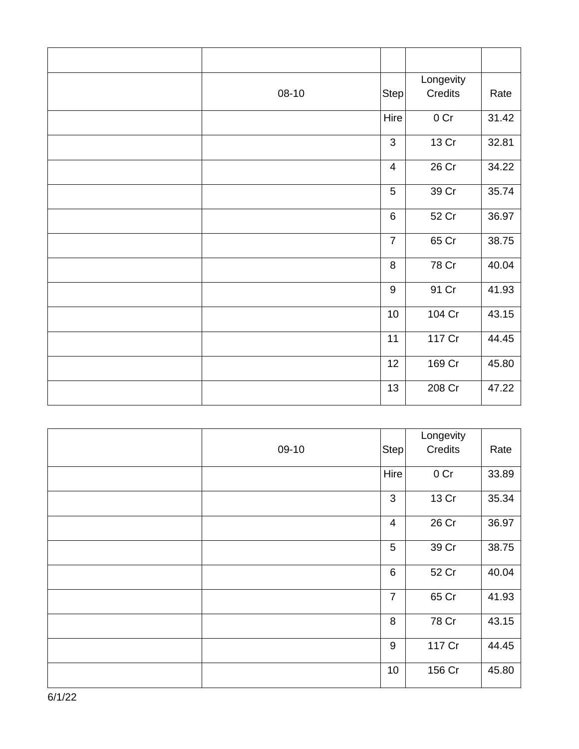| | | | | |
|---|---|---|---|---|
| | 08-10 | Step | Longevity Credits | Rate |
| | | Hire | 0 Cr | 31.42 |
| | | 3 | 13 Cr | 32.81 |
| | | 4 | 26 Cr | 34.22 |
| | | 5 | 39 Cr | 35.74 |
| | | 6 | 52 Cr | 36.97 |
| | | 7 | 65 Cr | 38.75 |
| | | 8 | 78 Cr | 40.04 |
| | | 9 | 91 Cr | 41.93 |
| | | 10 | 104 Cr | 43.15 |
| | | 11 | 117 Cr | 44.45 |
| | | 12 | 169 Cr | 45.80 |
| | | 13 | 208 Cr | 47.22 |

| | 09-10 | Step | Longevity Credits | Rate |
|---|---|---|---|---|
| | | Hire | 0 Cr | 33.89 |
| | | 3 | 13 Cr | 35.34 |
| | | 4 | 26 Cr | 36.97 |
| | | 5 | 39 Cr | 38.75 |
| | | 6 | 52 Cr | 40.04 |
| | | 7 | 65 Cr | 41.93 |
| | | 8 | 78 Cr | 43.15 |
| | | 9 | 117 Cr | 44.45 |
| | | 10 | 156 Cr | 45.80 |

6/1/22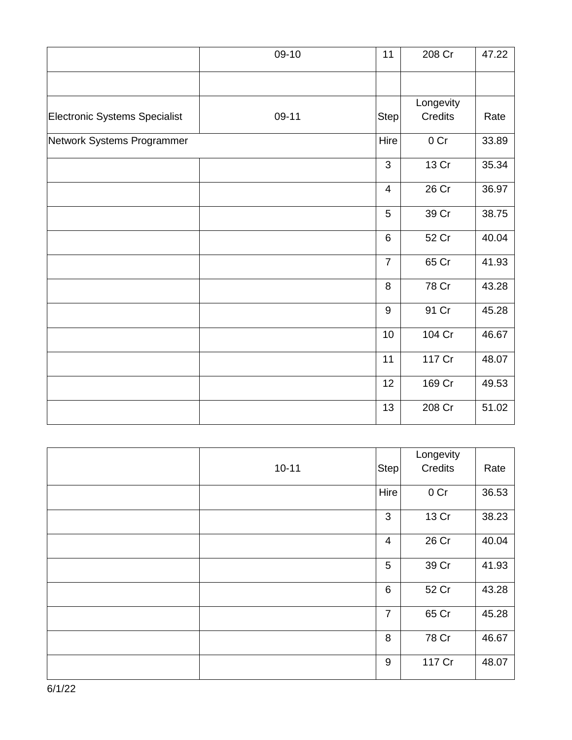| | 09-10 | 11 | 208 Cr | 47.22 |
|---|---|---|---|---|
| | | | | |
| Electronic Systems Specialist | 09-11 | Step | Longevity Credits | Rate |
| Network Systems Programmer | | Hire | 0 Cr | 33.89 |
| | | 3 | 13 Cr | 35.34 |
| | | 4 | 26 Cr | 36.97 |
| | | 5 | 39 Cr | 38.75 |
| | | 6 | 52 Cr | 40.04 |
| | | 7 | 65 Cr | 41.93 |
| | | 8 | 78 Cr | 43.28 |
| | | 9 | 91 Cr | 45.28 |
| | | 10 | 104 Cr | 46.67 |
| | | 11 | 117 Cr | 48.07 |
| | | 12 | 169 Cr | 49.53 |
| | | 13 | 208 Cr | 51.02 |

| | 10-11 | Step | Longevity Credits | Rate |
|---|---|---|---|---|
| | | Hire | 0 Cr | 36.53 |
| | | 3 | 13 Cr | 38.23 |
| | | 4 | 26 Cr | 40.04 |
| | | 5 | 39 Cr | 41.93 |
| | | 6 | 52 Cr | 43.28 |
| | | 7 | 65 Cr | 45.28 |
| | | 8 | 78 Cr | 46.67 |
| | | 9 | 117 Cr | 48.07 |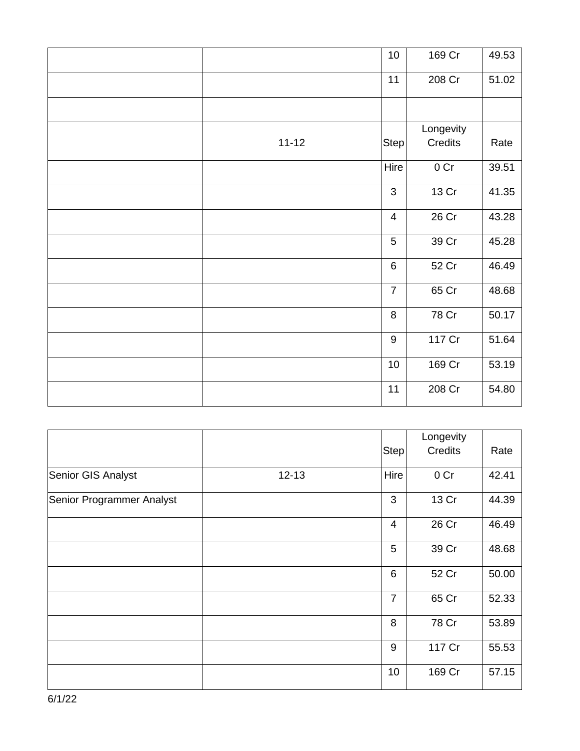| | | Step | Longevity Credits | Rate |
|---|---|---|---|---|
| | | 10 | 169 Cr | 49.53 |
| | | 11 | 208 Cr | 51.02 |
| | | | | |
| | 11-12 | Step | Longevity Credits | Rate |
| | | Hire | 0 Cr | 39.51 |
| | | 3 | 13 Cr | 41.35 |
| | | 4 | 26 Cr | 43.28 |
| | | 5 | 39 Cr | 45.28 |
| | | 6 | 52 Cr | 46.49 |
| | | 7 | 65 Cr | 48.68 |
| | | 8 | 78 Cr | 50.17 |
| | | 9 | 117 Cr | 51.64 |
| | | 10 | 169 Cr | 53.19 |
| | | 11 | 208 Cr | 54.80 |

| | | Step | Longevity Credits | Rate |
|---|---|---|---|---|
| Senior GIS Analyst | 12-13 | Hire | 0 Cr | 42.41 |
| Senior Programmer Analyst | | 3 | 13 Cr | 44.39 |
| | | 4 | 26 Cr | 46.49 |
| | | 5 | 39 Cr | 48.68 |
| | | 6 | 52 Cr | 50.00 |
| | | 7 | 65 Cr | 52.33 |
| | | 8 | 78 Cr | 53.89 |
| | | 9 | 117 Cr | 55.53 |
| | | 10 | 169 Cr | 57.15 |

6/1/22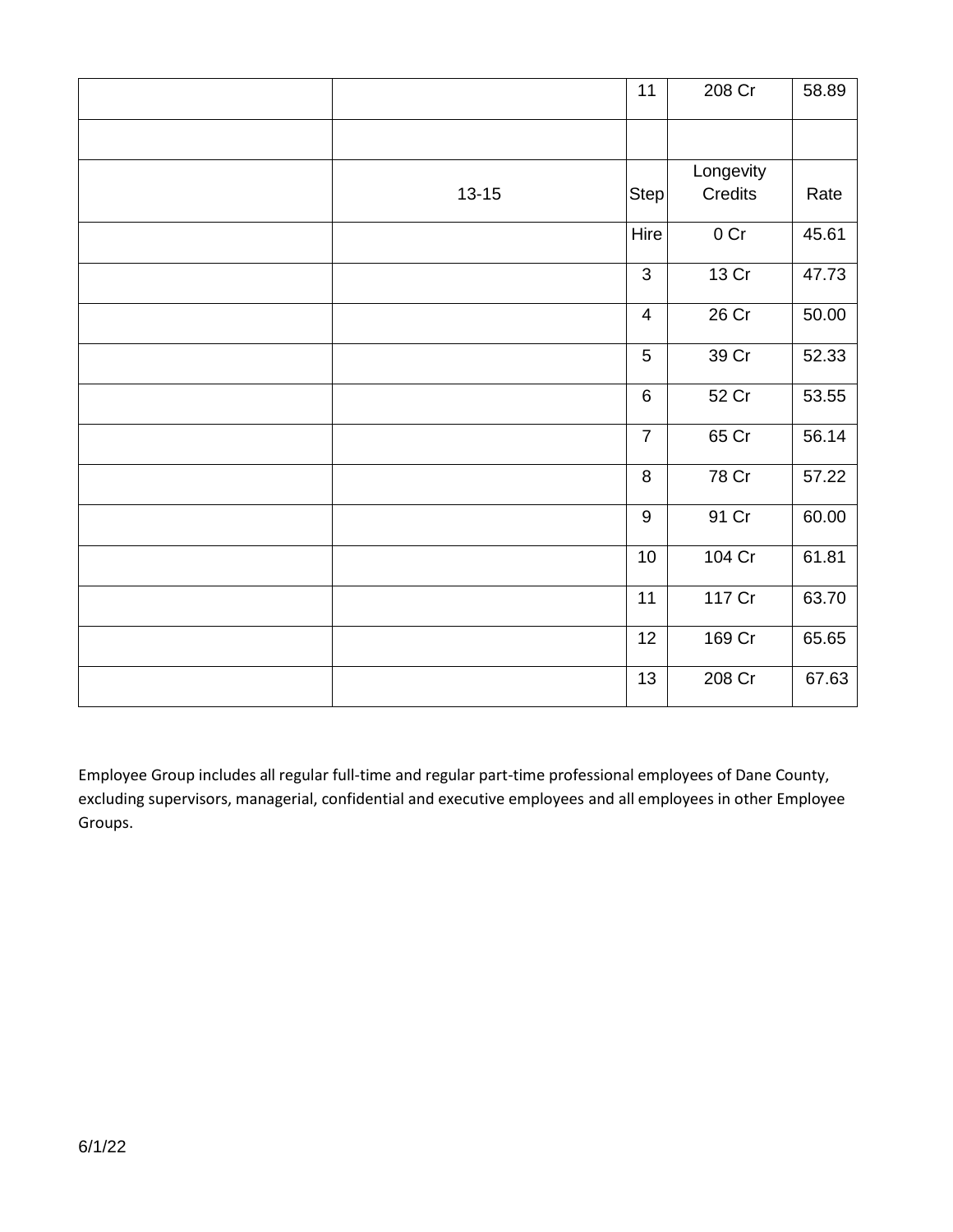| | | | | |
|---|---|---|---|---|
| | | 11 | 208 Cr | 58.89 |
| | | | | |
| | 13-15 | Step | Longevity Credits | Rate |
| | | Hire | 0 Cr | 45.61 |
| | | 3 | 13 Cr | 47.73 |
| | | 4 | 26 Cr | 50.00 |
| | | 5 | 39 Cr | 52.33 |
| | | 6 | 52 Cr | 53.55 |
| | | 7 | 65 Cr | 56.14 |
| | | 8 | 78 Cr | 57.22 |
| | | 9 | 91 Cr | 60.00 |
| | | 10 | 104 Cr | 61.81 |
| | | 11 | 117 Cr | 63.70 |
| | | 12 | 169 Cr | 65.65 |
| | | 13 | 208 Cr | 67.63 |

Employee Group includes all regular full-time and regular part-time professional employees of Dane County, excluding supervisors, managerial, confidential and executive employees and all employees in other Employee Groups.

6/1/22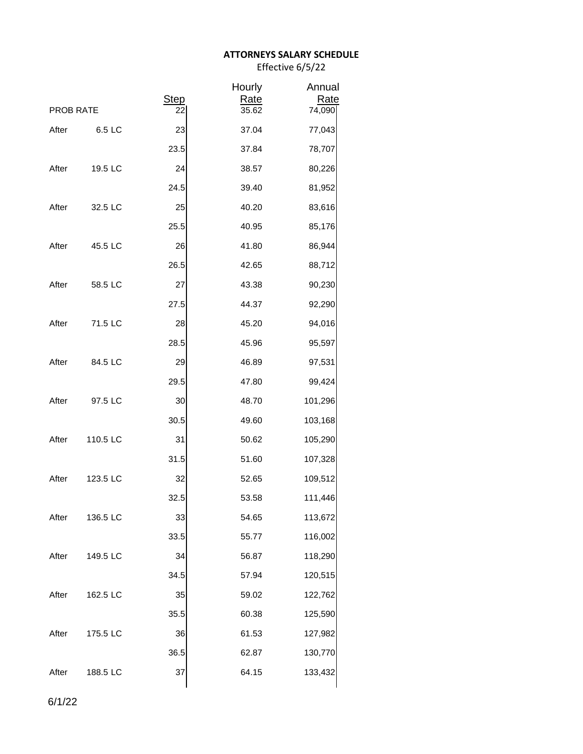**ATTORNEYS SALARY SCHEDULE**
Effective 6/5/22

| | | Step | Hourly Rate | Annual Rate |
|---|---|---|---|---|
| PROB RATE | | 22 | 35.62 | 74,090 |
| After | 6.5 LC | 23 | 37.04 | 77,043 |
| | | 23.5 | 37.84 | 78,707 |
| After | 19.5 LC | 24 | 38.57 | 80,226 |
| | | 24.5 | 39.40 | 81,952 |
| After | 32.5 LC | 25 | 40.20 | 83,616 |
| | | 25.5 | 40.95 | 85,176 |
| After | 45.5 LC | 26 | 41.80 | 86,944 |
| | | 26.5 | 42.65 | 88,712 |
| After | 58.5 LC | 27 | 43.38 | 90,230 |
| | | 27.5 | 44.37 | 92,290 |
| After | 71.5 LC | 28 | 45.20 | 94,016 |
| | | 28.5 | 45.96 | 95,597 |
| After | 84.5 LC | 29 | 46.89 | 97,531 |
| | | 29.5 | 47.80 | 99,424 |
| After | 97.5 LC | 30 | 48.70 | 101,296 |
| | | 30.5 | 49.60 | 103,168 |
| After | 110.5 LC | 31 | 50.62 | 105,290 |
| | | 31.5 | 51.60 | 107,328 |
| After | 123.5 LC | 32 | 52.65 | 109,512 |
| | | 32.5 | 53.58 | 111,446 |
| After | 136.5 LC | 33 | 54.65 | 113,672 |
| | | 33.5 | 55.77 | 116,002 |
| After | 149.5 LC | 34 | 56.87 | 118,290 |
| | | 34.5 | 57.94 | 120,515 |
| After | 162.5 LC | 35 | 59.02 | 122,762 |
| | | 35.5 | 60.38 | 125,590 |
| After | 175.5 LC | 36 | 61.53 | 127,982 |
| | | 36.5 | 62.87 | 130,770 |
| After | 188.5 LC | 37 | 64.15 | 133,432 |

6/1/22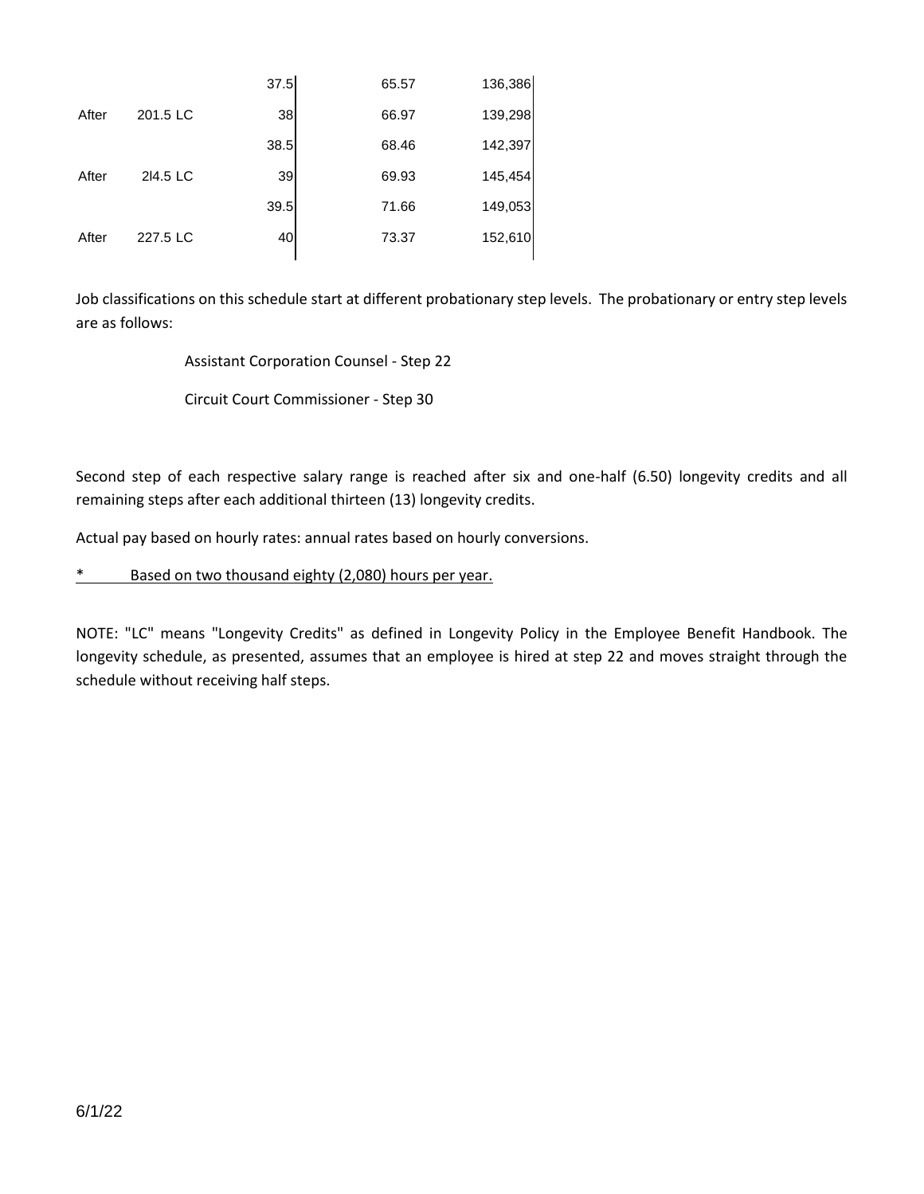| | | | | |
|---|---|---|---|---|
| | | 37.5 | 65.57 | 136,386 |
| After | 201.5 LC | 38 | 66.97 | 139,298 |
| | | 38.5 | 68.46 | 142,397 |
| After | 2l4.5 LC | 39 | 69.93 | 145,454 |
| | | 39.5 | 71.66 | 149,053 |
| After | 227.5 LC | 40 | 73.37 | 152,610 |

Job classifications on this schedule start at different probationary step levels. The probationary or entry step levels are as follows:

Assistant Corporation Counsel - Step 22

Circuit Court Commissioner - Step 30

Second step of each respective salary range is reached after six and one-half (6.50) longevity credits and all remaining steps after each additional thirteen (13) longevity credits.

Actual pay based on hourly rates: annual rates based on hourly conversions.

* Based on two thousand eighty (2,080) hours per year.

NOTE: "LC" means "Longevity Credits" as defined in Longevity Policy in the Employee Benefit Handbook. The longevity schedule, as presented, assumes that an employee is hired at step 22 and moves straight through the schedule without receiving half steps.

6/1/22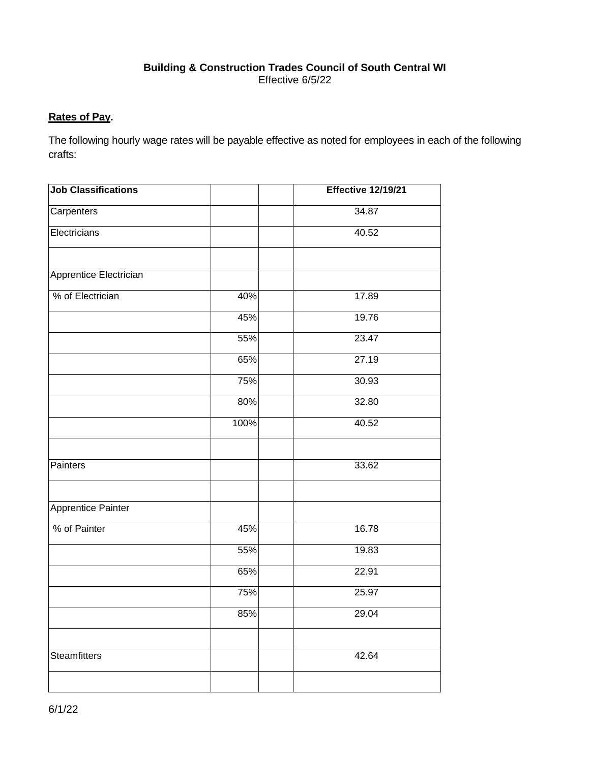**Building & Construction Trades Council of South Central WI**
Effective 6/5/22

**Rates of Pay.**

The following hourly wage rates will be payable effective as noted for employees in each of the following crafts:

| Job Classifications | | | Effective 12/19/21 |
|---|---|---|---|
| Carpenters | | | 34.87 |
| Electricians | | | 40.52 |
| | | | |
| Apprentice Electrician | | | |
| % of Electrician | 40% | | 17.89 |
| | 45% | | 19.76 |
| | 55% | | 23.47 |
| | 65% | | 27.19 |
| | 75% | | 30.93 |
| | 80% | | 32.80 |
| | 100% | | 40.52 |
| | | | |
| Painters | | | 33.62 |
| | | | |
| Apprentice Painter | | | |
| % of Painter | 45% | | 16.78 |
| | 55% | | 19.83 |
| | 65% | | 22.91 |
| | 75% | | 25.97 |
| | 85% | | 29.04 |
| | | | |
| Steamfitters | | | 42.64 |
| | | | |

6/1/22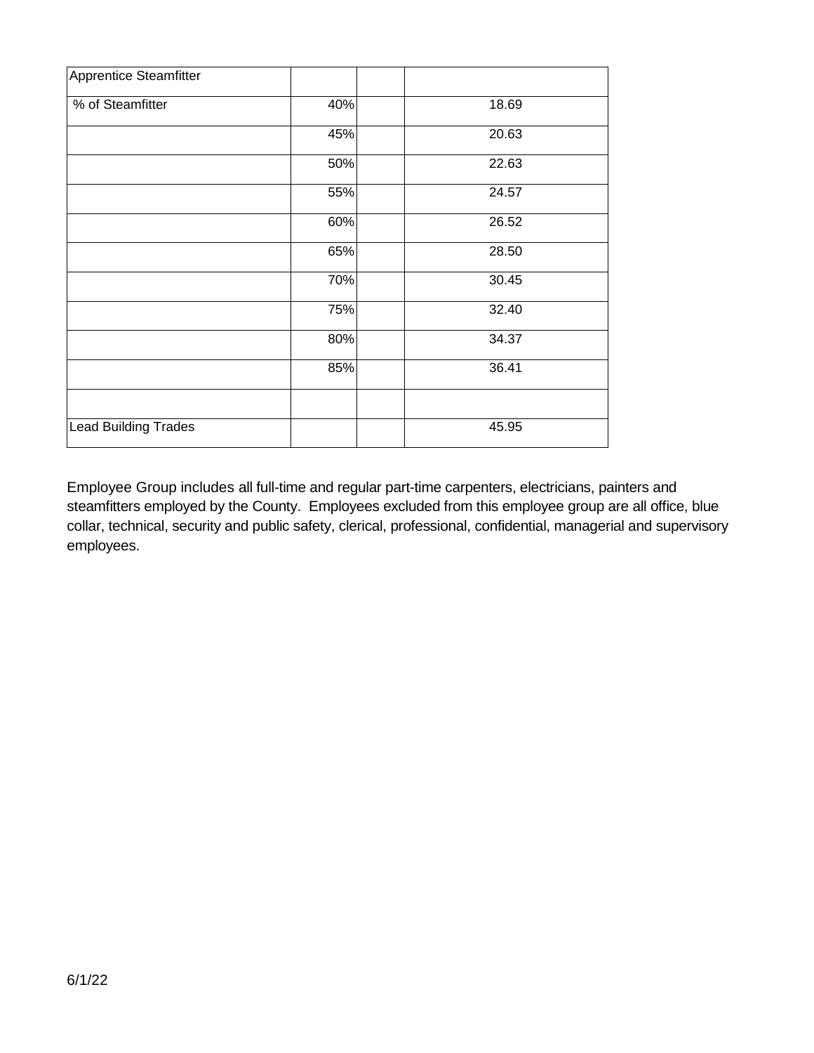| Apprentice Steamfitter | | | |
|---|---|---|---|
| % of Steamfitter | 40% | | 18.69 |
| | 45% | | 20.63 |
| | 50% | | 22.63 |
| | 55% | | 24.57 |
| | 60% | | 26.52 |
| | 65% | | 28.50 |
| | 70% | | 30.45 |
| | 75% | | 32.40 |
| | 80% | | 34.37 |
| | 85% | | 36.41 |
| | | | |
| Lead Building Trades | | | 45.95 |

Employee Group includes all full-time and regular part-time carpenters, electricians, painters and steamfitters employed by the County. Employees excluded from this employee group are all office, blue collar, technical, security and public safety, clerical, professional, confidential, managerial and supervisory employees.

6/1/22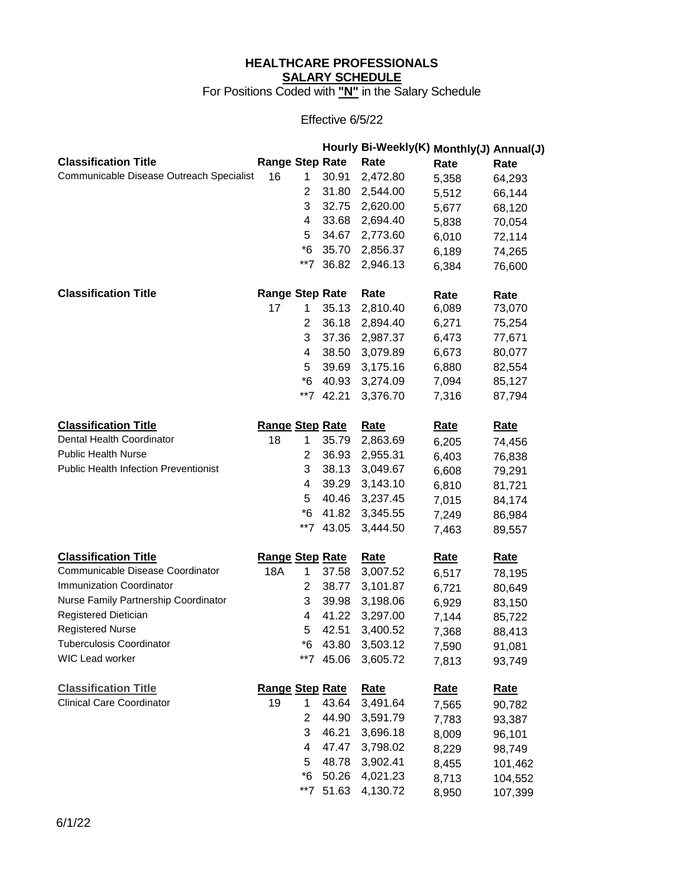**HEALTHCARE PROFESSIONALS**
**SALARY SCHEDULE**
For Positions Coded with **"N"** in the Salary Schedule

Effective 6/5/22

| Classification Title | Range | Step | Hourly Rate | Bi-Weekly(K) Rate | Monthly(J) Rate | Annual(J) Rate |
|---|---|---|---|---|---|---|
| Communicable Disease Outreach Specialist | 16 | 1 | 30.91 | 2,472.80 | 5,358 | 64,293 |
| | | 2 | 31.80 | 2,544.00 | 5,512 | 66,144 |
| | | 3 | 32.75 | 2,620.00 | 5,677 | 68,120 |
| | | 4 | 33.68 | 2,694.40 | 5,838 | 70,054 |
| | | 5 | 34.67 | 2,773.60 | 6,010 | 72,114 |
| | | *6 | 35.70 | 2,856.37 | 6,189 | 74,265 |
| | | **7 | 36.82 | 2,946.13 | 6,384 | 76,600 |

| Classification Title | Range | Step | Rate | Rate | Rate | Rate |
|---|---|---|---|---|---|---|
| | 17 | 1 | 35.13 | 2,810.40 | 6,089 | 73,070 |
| | | 2 | 36.18 | 2,894.40 | 6,271 | 75,254 |
| | | 3 | 37.36 | 2,987.37 | 6,473 | 77,671 |
| | | 4 | 38.50 | 3,079.89 | 6,673 | 80,077 |
| | | 5 | 39.69 | 3,175.16 | 6,880 | 82,554 |
| | | *6 | 40.93 | 3,274.09 | 7,094 | 85,127 |
| | | **7 | 42.21 | 3,376.70 | 7,316 | 87,794 |

| Classification Title | Range | Step | Rate | Rate | Rate | Rate |
|---|---|---|---|---|---|---|
| Dental Health Coordinator | 18 | 1 | 35.79 | 2,863.69 | 6,205 | 74,456 |
| Public Health Nurse | | 2 | 36.93 | 2,955.31 | 6,403 | 76,838 |
| Public Health Infection Preventionist | | 3 | 38.13 | 3,049.67 | 6,608 | 79,291 |
| | | 4 | 39.29 | 3,143.10 | 6,810 | 81,721 |
| | | 5 | 40.46 | 3,237.45 | 7,015 | 84,174 |
| | | *6 | 41.82 | 3,345.55 | 7,249 | 86,984 |
| | | **7 | 43.05 | 3,444.50 | 7,463 | 89,557 |

| Classification Title | Range | Step | Rate | Rate | Rate | Rate |
|---|---|---|---|---|---|---|
| Communicable Disease Coordinator | 18A | 1 | 37.58 | 3,007.52 | 6,517 | 78,195 |
| Immunization Coordinator | | 2 | 38.77 | 3,101.87 | 6,721 | 80,649 |
| Nurse Family Partnership Coordinator | | 3 | 39.98 | 3,198.06 | 6,929 | 83,150 |
| Registered Dietician | | 4 | 41.22 | 3,297.00 | 7,144 | 85,722 |
| Registered Nurse | | 5 | 42.51 | 3,400.52 | 7,368 | 88,413 |
| Tuberculosis Coordinator | | *6 | 43.80 | 3,503.12 | 7,590 | 91,081 |
| WIC Lead worker | | **7 | 45.06 | 3,605.72 | 7,813 | 93,749 |

| Classification Title | Range | Step | Rate | Rate | Rate | Rate |
|---|---|---|---|---|---|---|
| Clinical Care Coordinator | 19 | 1 | 43.64 | 3,491.64 | 7,565 | 90,782 |
| | | 2 | 44.90 | 3,591.79 | 7,783 | 93,387 |
| | | 3 | 46.21 | 3,696.18 | 8,009 | 96,101 |
| | | 4 | 47.47 | 3,798.02 | 8,229 | 98,749 |
| | | 5 | 48.78 | 3,902.41 | 8,455 | 101,462 |
| | | *6 | 50.26 | 4,021.23 | 8,713 | 104,552 |
| | | **7 | 51.63 | 4,130.72 | 8,950 | 107,399 |

6/1/22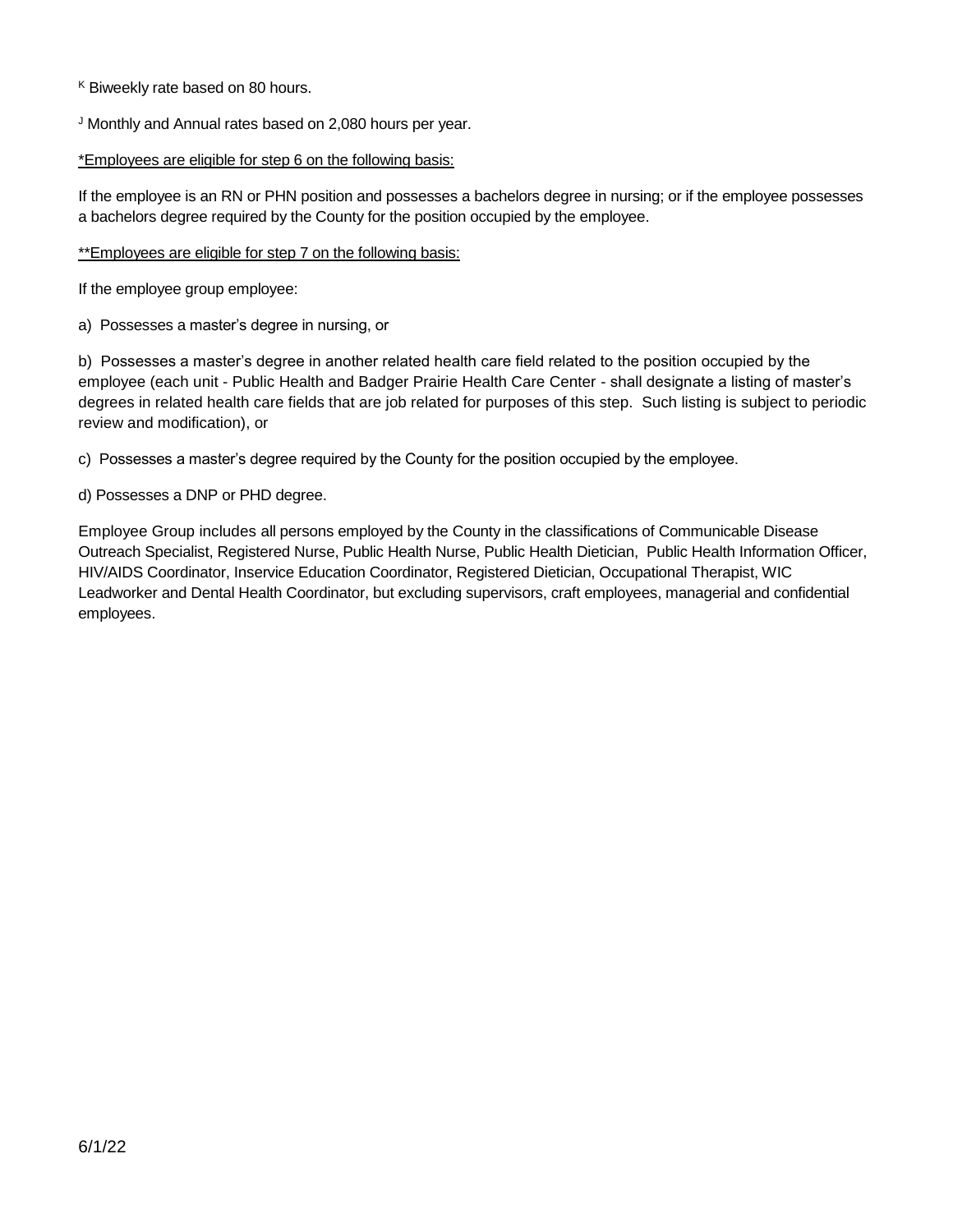[K] Biweekly rate based on 80 hours.

[J] Monthly and Annual rates based on 2,080 hours per year.

<u>*Employees are eligible for step 6 on the following basis:</u>

If the employee is an RN or PHN position and possesses a bachelors degree in nursing; or if the employee possesses a bachelors degree required by the County for the position occupied by the employee.

<u>**Employees are eligible for step 7 on the following basis:</u>

If the employee group employee:

a)  Possesses a master's degree in nursing, or

b)  Possesses a master's degree in another related health care field related to the position occupied by the employee (each unit - Public Health and Badger Prairie Health Care Center - shall designate a listing of master's degrees in related health care fields that are job related for purposes of this step.  Such listing is subject to periodic review and modification), or

c)  Possesses a master's degree required by the County for the position occupied by the employee.

d) Possesses a DNP or PHD degree.

Employee Group includes all persons employed by the County in the classifications of Communicable Disease Outreach Specialist, Registered Nurse, Public Health Nurse, Public Health Dietician,  Public Health Information Officer, HIV/AIDS Coordinator, Inservice Education Coordinator, Registered Dietician, Occupational Therapist, WIC Leadworker and Dental Health Coordinator, but excluding supervisors, craft employees, managerial and confidential employees.

6/1/22